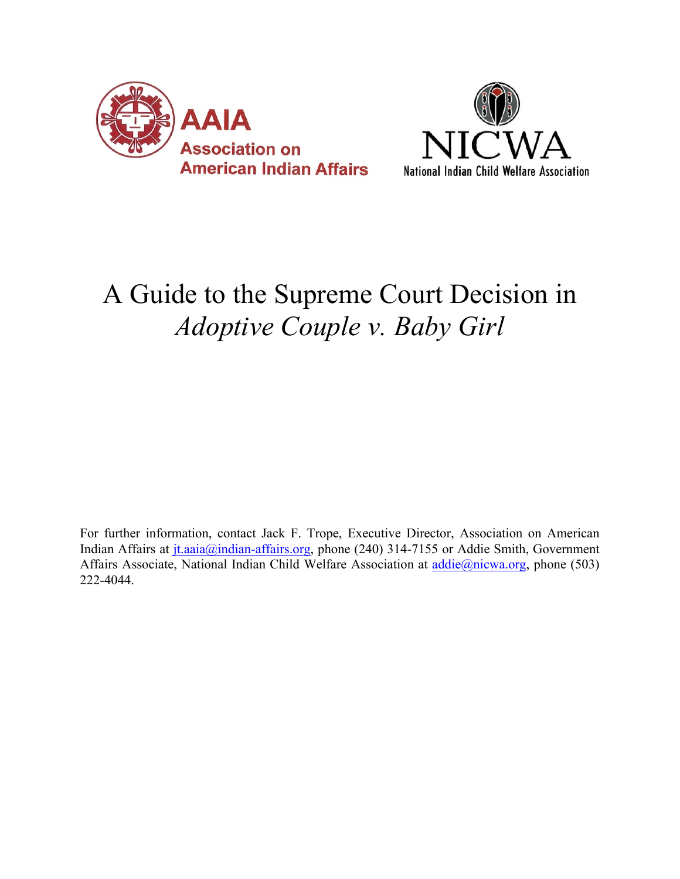AAIA Association on American Indian Affairs

NICWA National Indian Child Welfare Association

# A Guide to the Supreme Court Decision in *Adoptive Couple v. Baby Girl*

For further information, contact Jack F. Trope, Executive Director, Association on American Indian Affairs at jt.aaia@indian-affairs.org, phone (240) 314-7155 or Addie Smith, Government Affairs Associate, National Indian Child Welfare Association at addie@nicwa.org, phone (503) 222-4044.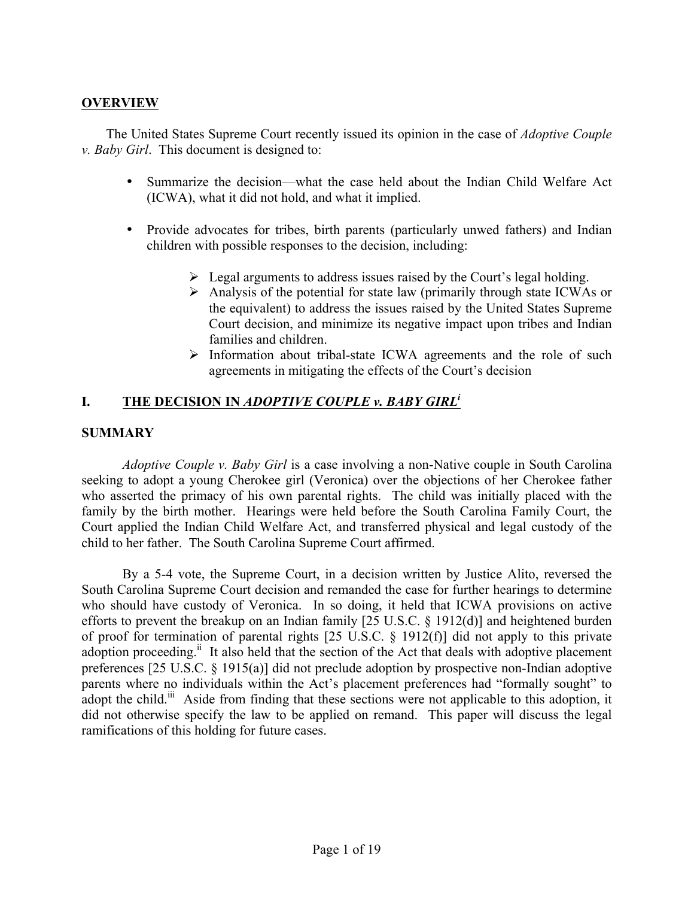## OVERVIEW

The United States Supreme Court recently issued its opinion in the case of *Adoptive Couple v. Baby Girl*. This document is designed to:

- Summarize the decision—what the case held about the Indian Child Welfare Act (ICWA), what it did not hold, and what it implied.
- Provide advocates for tribes, birth parents (particularly unwed fathers) and Indian children with possible responses to the decision, including:
  - Legal arguments to address issues raised by the Court's legal holding.
  - Analysis of the potential for state law (primarily through state ICWAs or the equivalent) to address the issues raised by the United States Supreme Court decision, and minimize its negative impact upon tribes and Indian families and children.
  - Information about tribal-state ICWA agreements and the role of such agreements in mitigating the effects of the Court's decision

## I. THE DECISION IN *ADOPTIVE COUPLE v. BABY GIRL*[i]

### SUMMARY

*Adoptive Couple v. Baby Girl* is a case involving a non-Native couple in South Carolina seeking to adopt a young Cherokee girl (Veronica) over the objections of her Cherokee father who asserted the primacy of his own parental rights. The child was initially placed with the family by the birth mother. Hearings were held before the South Carolina Family Court, the Court applied the Indian Child Welfare Act, and transferred physical and legal custody of the child to her father. The South Carolina Supreme Court affirmed.

By a 5-4 vote, the Supreme Court, in a decision written by Justice Alito, reversed the South Carolina Supreme Court decision and remanded the case for further hearings to determine who should have custody of Veronica. In so doing, it held that ICWA provisions on active efforts to prevent the breakup on an Indian family [25 U.S.C. § 1912(d)] and heightened burden of proof for termination of parental rights [25 U.S.C. § 1912(f)] did not apply to this private adoption proceeding.[ii] It also held that the section of the Act that deals with adoptive placement preferences [25 U.S.C. § 1915(a)] did not preclude adoption by prospective non-Indian adoptive parents where no individuals within the Act's placement preferences had "formally sought" to adopt the child.[iii] Aside from finding that these sections were not applicable to this adoption, it did not otherwise specify the law to be applied on remand. This paper will discuss the legal ramifications of this holding for future cases.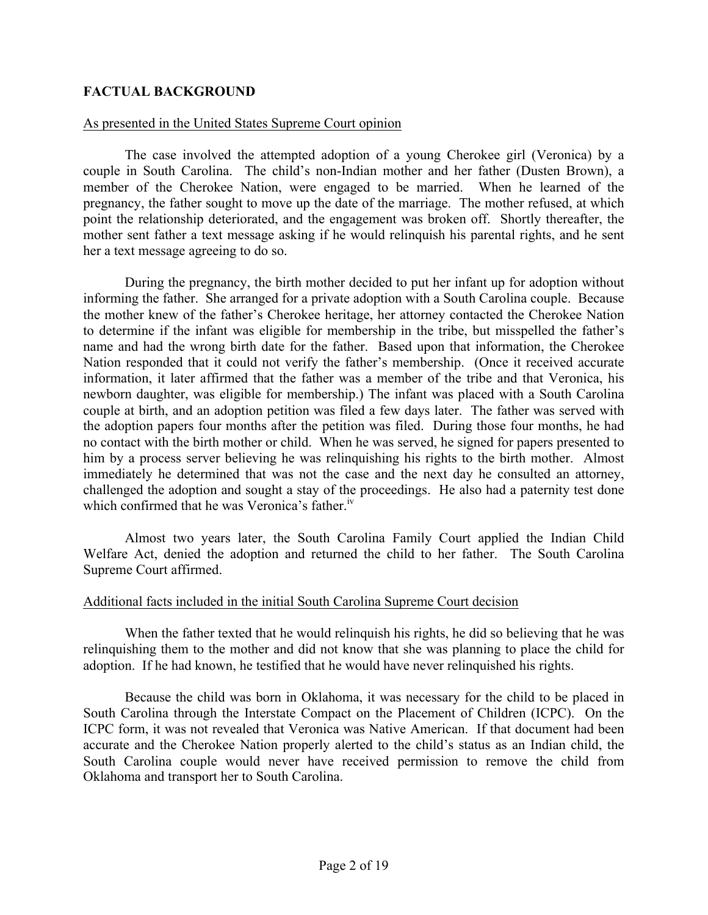## FACTUAL BACKGROUND

As presented in the United States Supreme Court opinion

The case involved the attempted adoption of a young Cherokee girl (Veronica) by a couple in South Carolina. The child's non-Indian mother and her father (Dusten Brown), a member of the Cherokee Nation, were engaged to be married. When he learned of the pregnancy, the father sought to move up the date of the marriage. The mother refused, at which point the relationship deteriorated, and the engagement was broken off. Shortly thereafter, the mother sent father a text message asking if he would relinquish his parental rights, and he sent her a text message agreeing to do so.

During the pregnancy, the birth mother decided to put her infant up for adoption without informing the father. She arranged for a private adoption with a South Carolina couple. Because the mother knew of the father's Cherokee heritage, her attorney contacted the Cherokee Nation to determine if the infant was eligible for membership in the tribe, but misspelled the father's name and had the wrong birth date for the father. Based upon that information, the Cherokee Nation responded that it could not verify the father's membership. (Once it received accurate information, it later affirmed that the father was a member of the tribe and that Veronica, his newborn daughter, was eligible for membership.) The infant was placed with a South Carolina couple at birth, and an adoption petition was filed a few days later. The father was served with the adoption papers four months after the petition was filed. During those four months, he had no contact with the birth mother or child. When he was served, he signed for papers presented to him by a process server believing he was relinquishing his rights to the birth mother. Almost immediately he determined that was not the case and the next day he consulted an attorney, challenged the adoption and sought a stay of the proceedings. He also had a paternity test done which confirmed that he was Veronica's father.[iv]

Almost two years later, the South Carolina Family Court applied the Indian Child Welfare Act, denied the adoption and returned the child to her father. The South Carolina Supreme Court affirmed.

Additional facts included in the initial South Carolina Supreme Court decision

When the father texted that he would relinquish his rights, he did so believing that he was relinquishing them to the mother and did not know that she was planning to place the child for adoption. If he had known, he testified that he would have never relinquished his rights.

Because the child was born in Oklahoma, it was necessary for the child to be placed in South Carolina through the Interstate Compact on the Placement of Children (ICPC). On the ICPC form, it was not revealed that Veronica was Native American. If that document had been accurate and the Cherokee Nation properly alerted to the child's status as an Indian child, the South Carolina couple would never have received permission to remove the child from Oklahoma and transport her to South Carolina.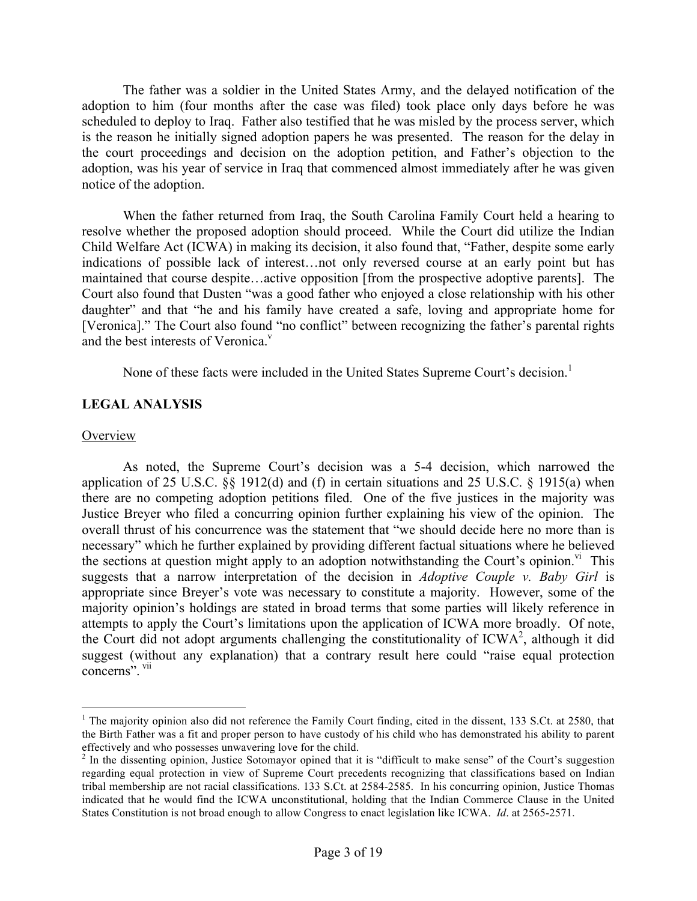The father was a soldier in the United States Army, and the delayed notification of the adoption to him (four months after the case was filed) took place only days before he was scheduled to deploy to Iraq. Father also testified that he was misled by the process server, which is the reason he initially signed adoption papers he was presented. The reason for the delay in the court proceedings and decision on the adoption petition, and Father's objection to the adoption, was his year of service in Iraq that commenced almost immediately after he was given notice of the adoption.

When the father returned from Iraq, the South Carolina Family Court held a hearing to resolve whether the proposed adoption should proceed. While the Court did utilize the Indian Child Welfare Act (ICWA) in making its decision, it also found that, "Father, despite some early indications of possible lack of interest…not only reversed course at an early point but has maintained that course despite…active opposition [from the prospective adoptive parents]. The Court also found that Dusten "was a good father who enjoyed a close relationship with his other daughter" and that "he and his family have created a safe, loving and appropriate home for [Veronica]." The Court also found "no conflict" between recognizing the father's parental rights and the best interests of Veronica.[v]

None of these facts were included in the United States Supreme Court's decision.[1]

## LEGAL ANALYSIS

### Overview

As noted, the Supreme Court's decision was a 5-4 decision, which narrowed the application of 25 U.S.C. §§ 1912(d) and (f) in certain situations and 25 U.S.C. § 1915(a) when there are no competing adoption petitions filed. One of the five justices in the majority was Justice Breyer who filed a concurring opinion further explaining his view of the opinion. The overall thrust of his concurrence was the statement that "we should decide here no more than is necessary" which he further explained by providing different factual situations where he believed the sections at question might apply to an adoption notwithstanding the Court's opinion.[vi] This suggests that a narrow interpretation of the decision in *Adoptive Couple v. Baby Girl* is appropriate since Breyer's vote was necessary to constitute a majority. However, some of the majority opinion's holdings are stated in broad terms that some parties will likely reference in attempts to apply the Court's limitations upon the application of ICWA more broadly. Of note, the Court did not adopt arguments challenging the constitutionality of ICWA[2], although it did suggest (without any explanation) that a contrary result here could "raise equal protection concerns".[vii]

---

[1] The majority opinion also did not reference the Family Court finding, cited in the dissent, 133 S.Ct. at 2580, that the Birth Father was a fit and proper person to have custody of his child who has demonstrated his ability to parent effectively and who possesses unwavering love for the child.

[2] In the dissenting opinion, Justice Sotomayor opined that it is "difficult to make sense" of the Court's suggestion regarding equal protection in view of Supreme Court precedents recognizing that classifications based on Indian tribal membership are not racial classifications. 133 S.Ct. at 2584-2585. In his concurring opinion, Justice Thomas indicated that he would find the ICWA unconstitutional, holding that the Indian Commerce Clause in the United States Constitution is not broad enough to allow Congress to enact legislation like ICWA. *Id*. at 2565-2571.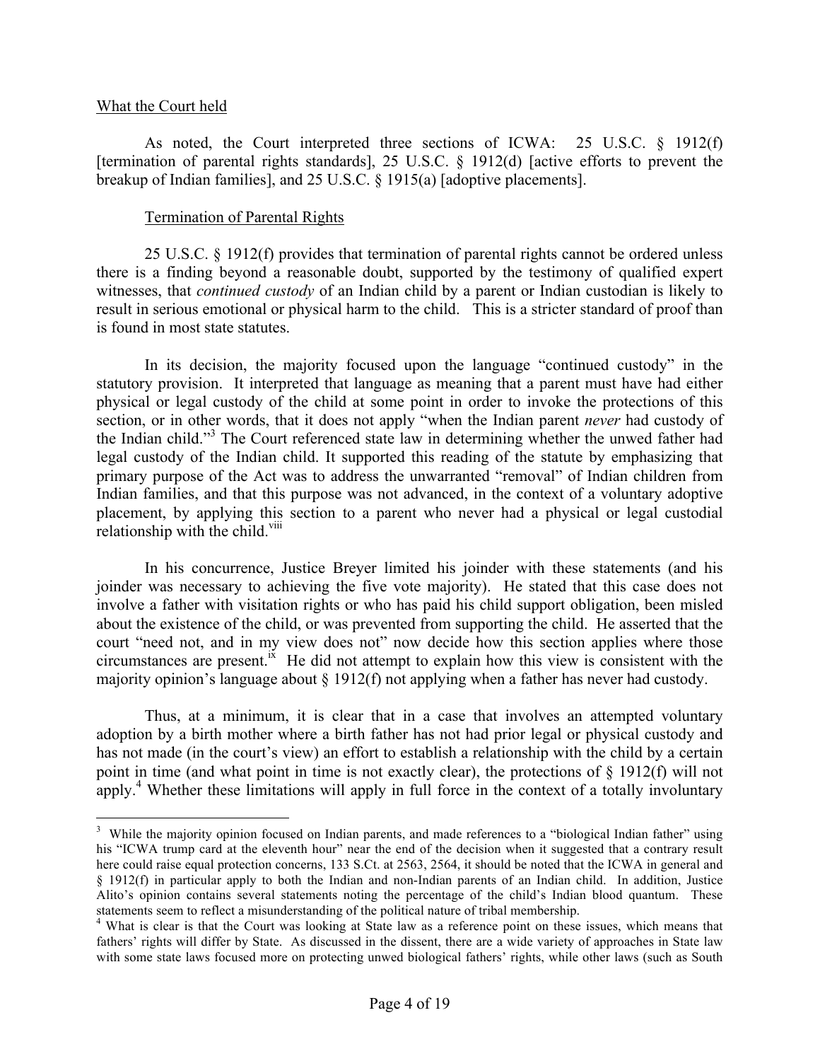What the Court held

As noted, the Court interpreted three sections of ICWA: 25 U.S.C. § 1912(f) [termination of parental rights standards], 25 U.S.C. § 1912(d) [active efforts to prevent the breakup of Indian families], and 25 U.S.C. § 1915(a) [adoptive placements].

Termination of Parental Rights

25 U.S.C. § 1912(f) provides that termination of parental rights cannot be ordered unless there is a finding beyond a reasonable doubt, supported by the testimony of qualified expert witnesses, that *continued custody* of an Indian child by a parent or Indian custodian is likely to result in serious emotional or physical harm to the child. This is a stricter standard of proof than is found in most state statutes.

In its decision, the majority focused upon the language "continued custody" in the statutory provision. It interpreted that language as meaning that a parent must have had either physical or legal custody of the child at some point in order to invoke the protections of this section, or in other words, that it does not apply "when the Indian parent *never* had custody of the Indian child."[3] The Court referenced state law in determining whether the unwed father had legal custody of the Indian child. It supported this reading of the statute by emphasizing that primary purpose of the Act was to address the unwarranted "removal" of Indian children from Indian families, and that this purpose was not advanced, in the context of a voluntary adoptive placement, by applying this section to a parent who never had a physical or legal custodial relationship with the child.[viii]

In his concurrence, Justice Breyer limited his joinder with these statements (and his joinder was necessary to achieving the five vote majority). He stated that this case does not involve a father with visitation rights or who has paid his child support obligation, been misled about the existence of the child, or was prevented from supporting the child. He asserted that the court "need not, and in my view does not" now decide how this section applies where those circumstances are present.[ix] He did not attempt to explain how this view is consistent with the majority opinion's language about § 1912(f) not applying when a father has never had custody.

Thus, at a minimum, it is clear that in a case that involves an attempted voluntary adoption by a birth mother where a birth father has not had prior legal or physical custody and has not made (in the court's view) an effort to establish a relationship with the child by a certain point in time (and what point in time is not exactly clear), the protections of § 1912(f) will not apply.[4] Whether these limitations will apply in full force in the context of a totally involuntary

---

[3] While the majority opinion focused on Indian parents, and made references to a "biological Indian father" using his "ICWA trump card at the eleventh hour" near the end of the decision when it suggested that a contrary result here could raise equal protection concerns, 133 S.Ct. at 2563, 2564, it should be noted that the ICWA in general and § 1912(f) in particular apply to both the Indian and non-Indian parents of an Indian child. In addition, Justice Alito's opinion contains several statements noting the percentage of the child's Indian blood quantum. These statements seem to reflect a misunderstanding of the political nature of tribal membership.

[4] What is clear is that the Court was looking at State law as a reference point on these issues, which means that fathers' rights will differ by State. As discussed in the dissent, there are a wide variety of approaches in State law with some state laws focused more on protecting unwed biological fathers' rights, while other laws (such as South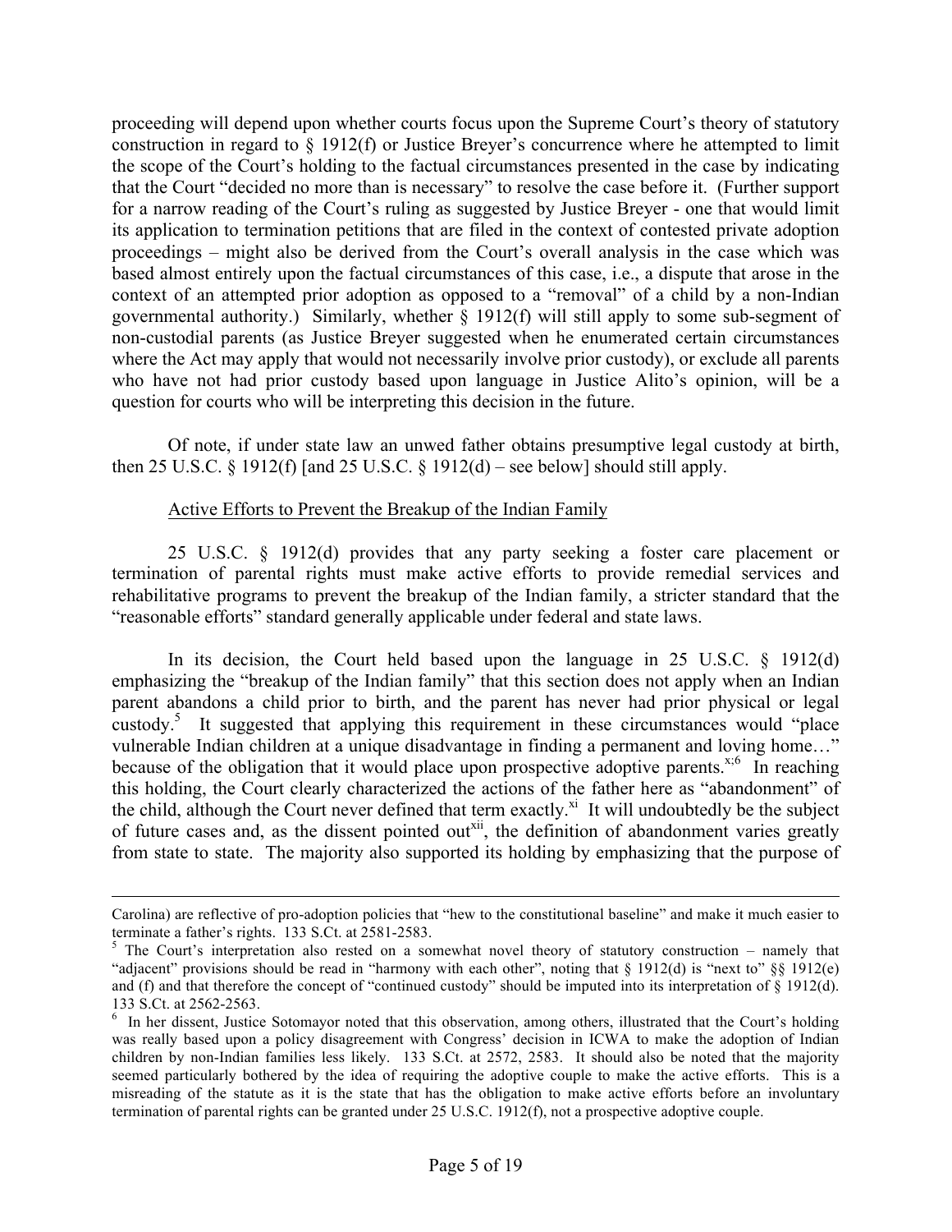proceeding will depend upon whether courts focus upon the Supreme Court's theory of statutory construction in regard to § 1912(f) or Justice Breyer's concurrence where he attempted to limit the scope of the Court's holding to the factual circumstances presented in the case by indicating that the Court "decided no more than is necessary" to resolve the case before it. (Further support for a narrow reading of the Court's ruling as suggested by Justice Breyer - one that would limit its application to termination petitions that are filed in the context of contested private adoption proceedings – might also be derived from the Court's overall analysis in the case which was based almost entirely upon the factual circumstances of this case, i.e., a dispute that arose in the context of an attempted prior adoption as opposed to a "removal" of a child by a non-Indian governmental authority.) Similarly, whether § 1912(f) will still apply to some sub-segment of non-custodial parents (as Justice Breyer suggested when he enumerated certain circumstances where the Act may apply that would not necessarily involve prior custody), or exclude all parents who have not had prior custody based upon language in Justice Alito's opinion, will be a question for courts who will be interpreting this decision in the future.

Of note, if under state law an unwed father obtains presumptive legal custody at birth, then 25 U.S.C. § 1912(f) [and 25 U.S.C. § 1912(d) – see below] should still apply.

Active Efforts to Prevent the Breakup of the Indian Family

25 U.S.C. § 1912(d) provides that any party seeking a foster care placement or termination of parental rights must make active efforts to provide remedial services and rehabilitative programs to prevent the breakup of the Indian family, a stricter standard that the "reasonable efforts" standard generally applicable under federal and state laws.

In its decision, the Court held based upon the language in 25 U.S.C. § 1912(d) emphasizing the "breakup of the Indian family" that this section does not apply when an Indian parent abandons a child prior to birth, and the parent has never had prior physical or legal custody.[5] It suggested that applying this requirement in these circumstances would "place vulnerable Indian children at a unique disadvantage in finding a permanent and loving home…" because of the obligation that it would place upon prospective adoptive parents.[x;6] In reaching this holding, the Court clearly characterized the actions of the father here as "abandonment" of the child, although the Court never defined that term exactly.[xi] It will undoubtedly be the subject of future cases and, as the dissent pointed out[xii], the definition of abandonment varies greatly from state to state. The majority also supported its holding by emphasizing that the purpose of

---

Carolina) are reflective of pro-adoption policies that "hew to the constitutional baseline" and make it much easier to terminate a father's rights. 133 S.Ct. at 2581-2583.

[5] The Court's interpretation also rested on a somewhat novel theory of statutory construction – namely that "adjacent" provisions should be read in "harmony with each other", noting that § 1912(d) is "next to" §§ 1912(e) and (f) and that therefore the concept of "continued custody" should be imputed into its interpretation of § 1912(d). 133 S.Ct. at 2562-2563.

[6] In her dissent, Justice Sotomayor noted that this observation, among others, illustrated that the Court's holding was really based upon a policy disagreement with Congress' decision in ICWA to make the adoption of Indian children by non-Indian families less likely. 133 S.Ct. at 2572, 2583. It should also be noted that the majority seemed particularly bothered by the idea of requiring the adoptive couple to make the active efforts. This is a misreading of the statute as it is the state that has the obligation to make active efforts before an involuntary termination of parental rights can be granted under 25 U.S.C. 1912(f), not a prospective adoptive couple.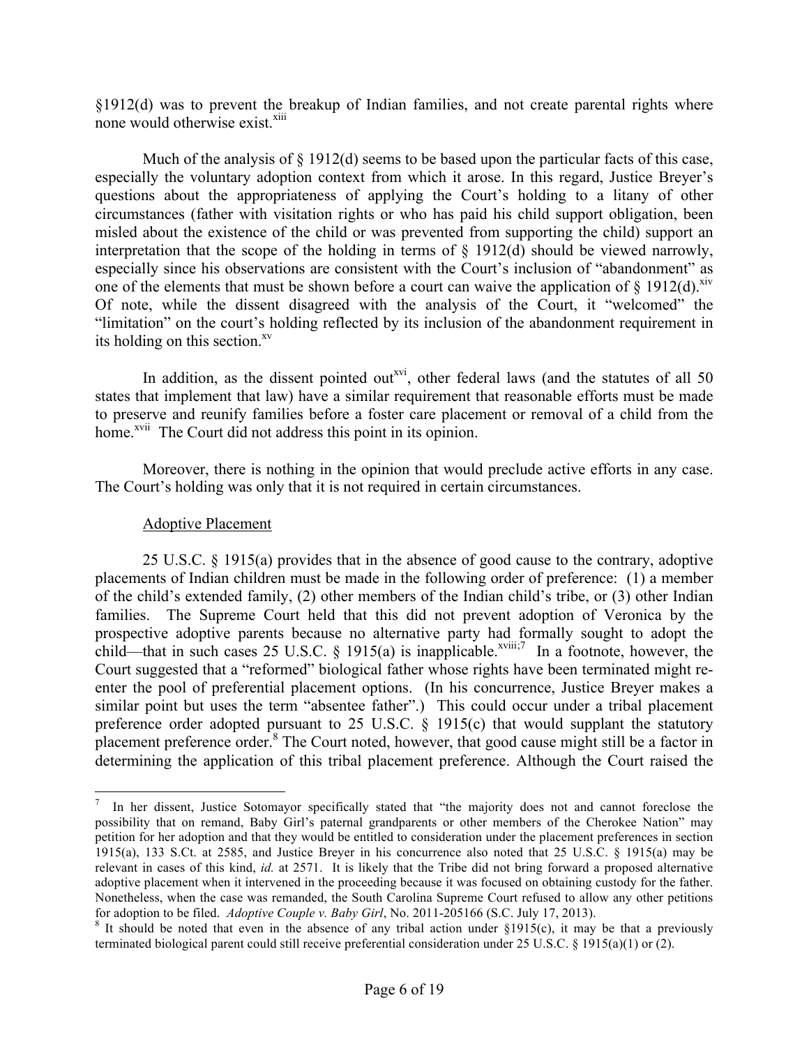§1912(d) was to prevent the breakup of Indian families, and not create parental rights where none would otherwise exist.[xiii]

Much of the analysis of § 1912(d) seems to be based upon the particular facts of this case, especially the voluntary adoption context from which it arose. In this regard, Justice Breyer's questions about the appropriateness of applying the Court's holding to a litany of other circumstances (father with visitation rights or who has paid his child support obligation, been misled about the existence of the child or was prevented from supporting the child) support an interpretation that the scope of the holding in terms of § 1912(d) should be viewed narrowly, especially since his observations are consistent with the Court's inclusion of "abandonment" as one of the elements that must be shown before a court can waive the application of § 1912(d).[xiv] Of note, while the dissent disagreed with the analysis of the Court, it "welcomed" the "limitation" on the court's holding reflected by its inclusion of the abandonment requirement in its holding on this section.[xv]

In addition, as the dissent pointed out[xvi], other federal laws (and the statutes of all 50 states that implement that law) have a similar requirement that reasonable efforts must be made to preserve and reunify families before a foster care placement or removal of a child from the home.[xvii] The Court did not address this point in its opinion.

Moreover, there is nothing in the opinion that would preclude active efforts in any case. The Court's holding was only that it is not required in certain circumstances.

<u>Adoptive Placement</u>

25 U.S.C. § 1915(a) provides that in the absence of good cause to the contrary, adoptive placements of Indian children must be made in the following order of preference: (1) a member of the child's extended family, (2) other members of the Indian child's tribe, or (3) other Indian families. The Supreme Court held that this did not prevent adoption of Veronica by the prospective adoptive parents because no alternative party had formally sought to adopt the child—that in such cases 25 U.S.C. § 1915(a) is inapplicable.[xviii;7] In a footnote, however, the Court suggested that a "reformed" biological father whose rights have been terminated might re-enter the pool of preferential placement options. (In his concurrence, Justice Breyer makes a similar point but uses the term "absentee father".) This could occur under a tribal placement preference order adopted pursuant to 25 U.S.C. § 1915(c) that would supplant the statutory placement preference order.[8] The Court noted, however, that good cause might still be a factor in determining the application of this tribal placement preference. Although the Court raised the

---

[7] In her dissent, Justice Sotomayor specifically stated that "the majority does not and cannot foreclose the possibility that on remand, Baby Girl's paternal grandparents or other members of the Cherokee Nation" may petition for her adoption and that they would be entitled to consideration under the placement preferences in section 1915(a), 133 S.Ct. at 2585, and Justice Breyer in his concurrence also noted that 25 U.S.C. § 1915(a) may be relevant in cases of this kind, *id.* at 2571. It is likely that the Tribe did not bring forward a proposed alternative adoptive placement when it intervened in the proceeding because it was focused on obtaining custody for the father. Nonetheless, when the case was remanded, the South Carolina Supreme Court refused to allow any other petitions for adoption to be filed. *Adoptive Couple v. Baby Girl*, No. 2011-205166 (S.C. July 17, 2013).

[8] It should be noted that even in the absence of any tribal action under §1915(c), it may be that a previously terminated biological parent could still receive preferential consideration under 25 U.S.C. § 1915(a)(1) or (2).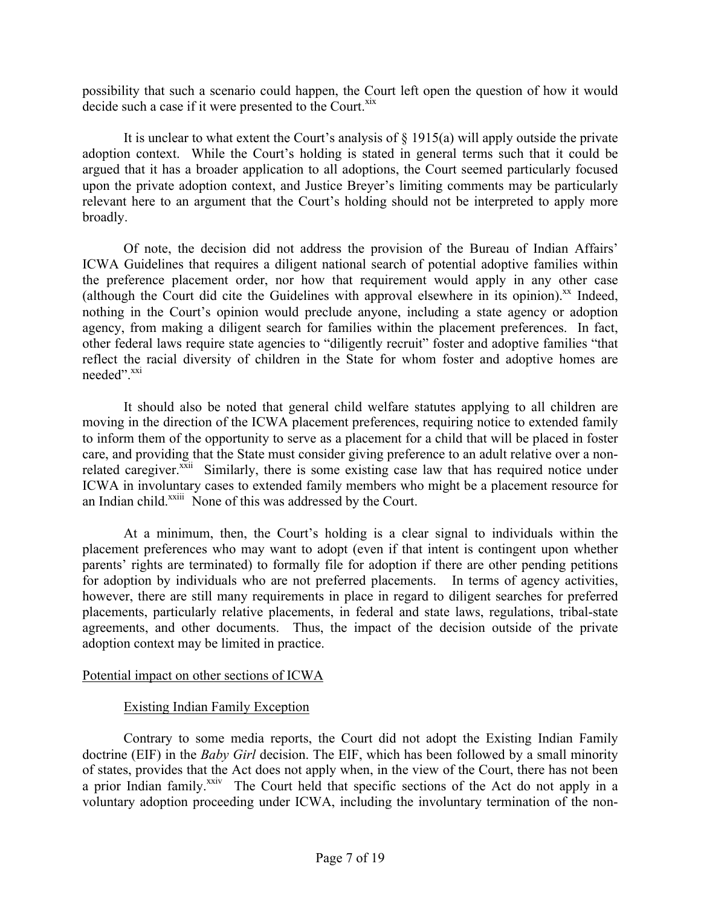possibility that such a scenario could happen, the Court left open the question of how it would decide such a case if it were presented to the Court.[xix]

It is unclear to what extent the Court's analysis of § 1915(a) will apply outside the private adoption context. While the Court's holding is stated in general terms such that it could be argued that it has a broader application to all adoptions, the Court seemed particularly focused upon the private adoption context, and Justice Breyer's limiting comments may be particularly relevant here to an argument that the Court's holding should not be interpreted to apply more broadly.

Of note, the decision did not address the provision of the Bureau of Indian Affairs' ICWA Guidelines that requires a diligent national search of potential adoptive families within the preference placement order, nor how that requirement would apply in any other case (although the Court did cite the Guidelines with approval elsewhere in its opinion).[xx] Indeed, nothing in the Court's opinion would preclude anyone, including a state agency or adoption agency, from making a diligent search for families within the placement preferences. In fact, other federal laws require state agencies to "diligently recruit" foster and adoptive families "that reflect the racial diversity of children in the State for whom foster and adoptive homes are needed".[xxi]

It should also be noted that general child welfare statutes applying to all children are moving in the direction of the ICWA placement preferences, requiring notice to extended family to inform them of the opportunity to serve as a placement for a child that will be placed in foster care, and providing that the State must consider giving preference to an adult relative over a non-related caregiver.[xxii] Similarly, there is some existing case law that has required notice under ICWA in involuntary cases to extended family members who might be a placement resource for an Indian child.[xxiii] None of this was addressed by the Court.

At a minimum, then, the Court's holding is a clear signal to individuals within the placement preferences who may want to adopt (even if that intent is contingent upon whether parents' rights are terminated) to formally file for adoption if there are other pending petitions for adoption by individuals who are not preferred placements. In terms of agency activities, however, there are still many requirements in place in regard to diligent searches for preferred placements, particularly relative placements, in federal and state laws, regulations, tribal-state agreements, and other documents. Thus, the impact of the decision outside of the private adoption context may be limited in practice.

## Potential impact on other sections of ICWA

### Existing Indian Family Exception

Contrary to some media reports, the Court did not adopt the Existing Indian Family doctrine (EIF) in the *Baby Girl* decision. The EIF, which has been followed by a small minority of states, provides that the Act does not apply when, in the view of the Court, there has not been a prior Indian family.[xxiv] The Court held that specific sections of the Act do not apply in a voluntary adoption proceeding under ICWA, including the involuntary termination of the non-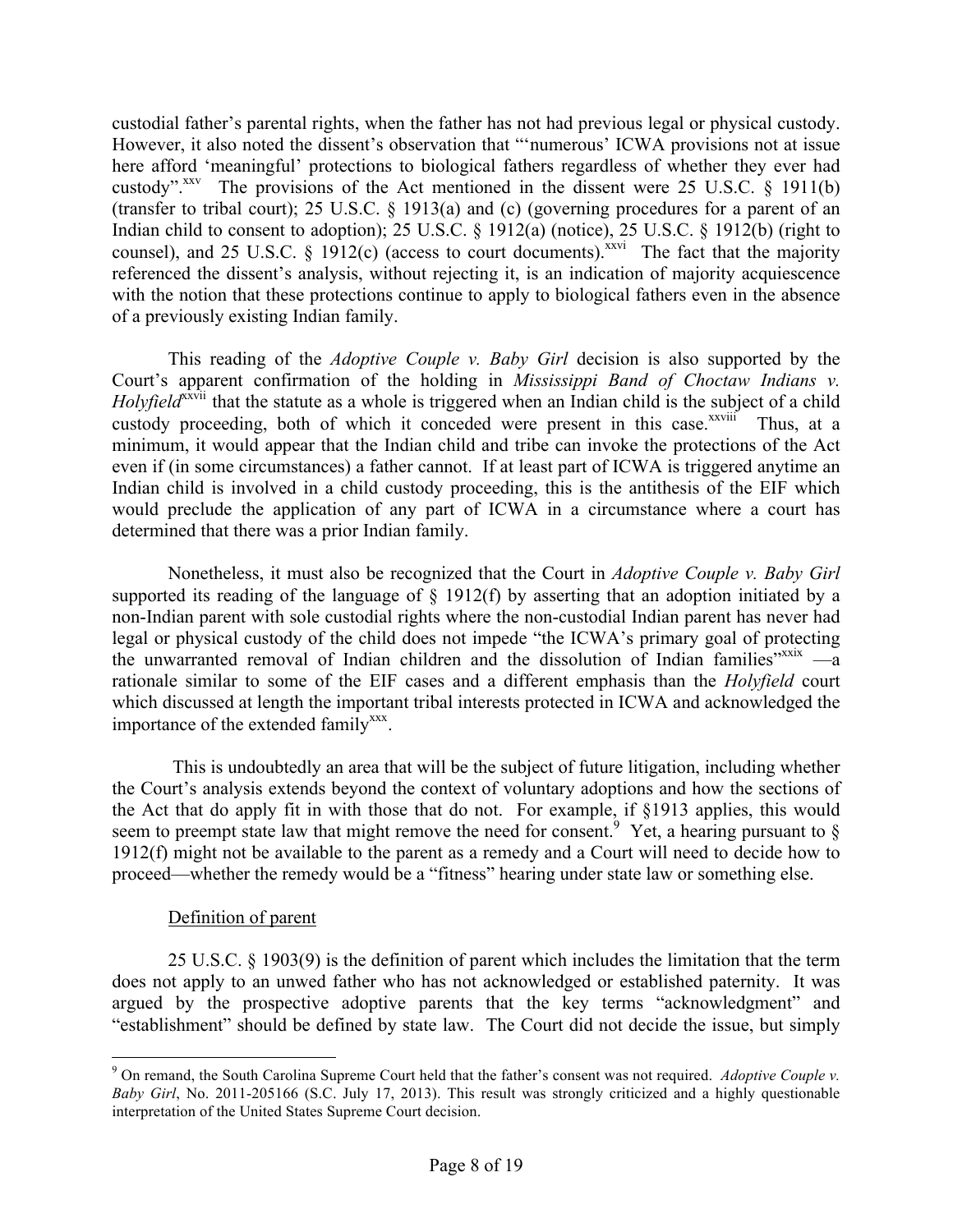custodial father's parental rights, when the father has not had previous legal or physical custody. However, it also noted the dissent's observation that "'numerous' ICWA provisions not at issue here afford 'meaningful' protections to biological fathers regardless of whether they ever had custody".[xxv] The provisions of the Act mentioned in the dissent were 25 U.S.C. § 1911(b) (transfer to tribal court); 25 U.S.C. § 1913(a) and (c) (governing procedures for a parent of an Indian child to consent to adoption); 25 U.S.C. § 1912(a) (notice), 25 U.S.C. § 1912(b) (right to counsel), and 25 U.S.C. § 1912(c) (access to court documents).[xxvi] The fact that the majority referenced the dissent's analysis, without rejecting it, is an indication of majority acquiescence with the notion that these protections continue to apply to biological fathers even in the absence of a previously existing Indian family.

This reading of the *Adoptive Couple v. Baby Girl* decision is also supported by the Court's apparent confirmation of the holding in *Mississippi Band of Choctaw Indians v. Holyfield*[xxvii] that the statute as a whole is triggered when an Indian child is the subject of a child custody proceeding, both of which it conceded were present in this case.[xxviii] Thus, at a minimum, it would appear that the Indian child and tribe can invoke the protections of the Act even if (in some circumstances) a father cannot. If at least part of ICWA is triggered anytime an Indian child is involved in a child custody proceeding, this is the antithesis of the EIF which would preclude the application of any part of ICWA in a circumstance where a court has determined that there was a prior Indian family.

Nonetheless, it must also be recognized that the Court in *Adoptive Couple v. Baby Girl* supported its reading of the language of § 1912(f) by asserting that an adoption initiated by a non-Indian parent with sole custodial rights where the non-custodial Indian parent has never had legal or physical custody of the child does not impede "the ICWA's primary goal of protecting the unwarranted removal of Indian children and the dissolution of Indian families"[xxix] —a rationale similar to some of the EIF cases and a different emphasis than the *Holyfield* court which discussed at length the important tribal interests protected in ICWA and acknowledged the importance of the extended family[xxx].

This is undoubtedly an area that will be the subject of future litigation, including whether the Court's analysis extends beyond the context of voluntary adoptions and how the sections of the Act that do apply fit in with those that do not. For example, if §1913 applies, this would seem to preempt state law that might remove the need for consent.[9] Yet, a hearing pursuant to § 1912(f) might not be available to the parent as a remedy and a Court will need to decide how to proceed—whether the remedy would be a "fitness" hearing under state law or something else.

Definition of parent

25 U.S.C. § 1903(9) is the definition of parent which includes the limitation that the term does not apply to an unwed father who has not acknowledged or established paternity. It was argued by the prospective adoptive parents that the key terms "acknowledgment" and "establishment" should be defined by state law. The Court did not decide the issue, but simply

[9] On remand, the South Carolina Supreme Court held that the father's consent was not required. *Adoptive Couple v. Baby Girl*, No. 2011-205166 (S.C. July 17, 2013). This result was strongly criticized and a highly questionable interpretation of the United States Supreme Court decision.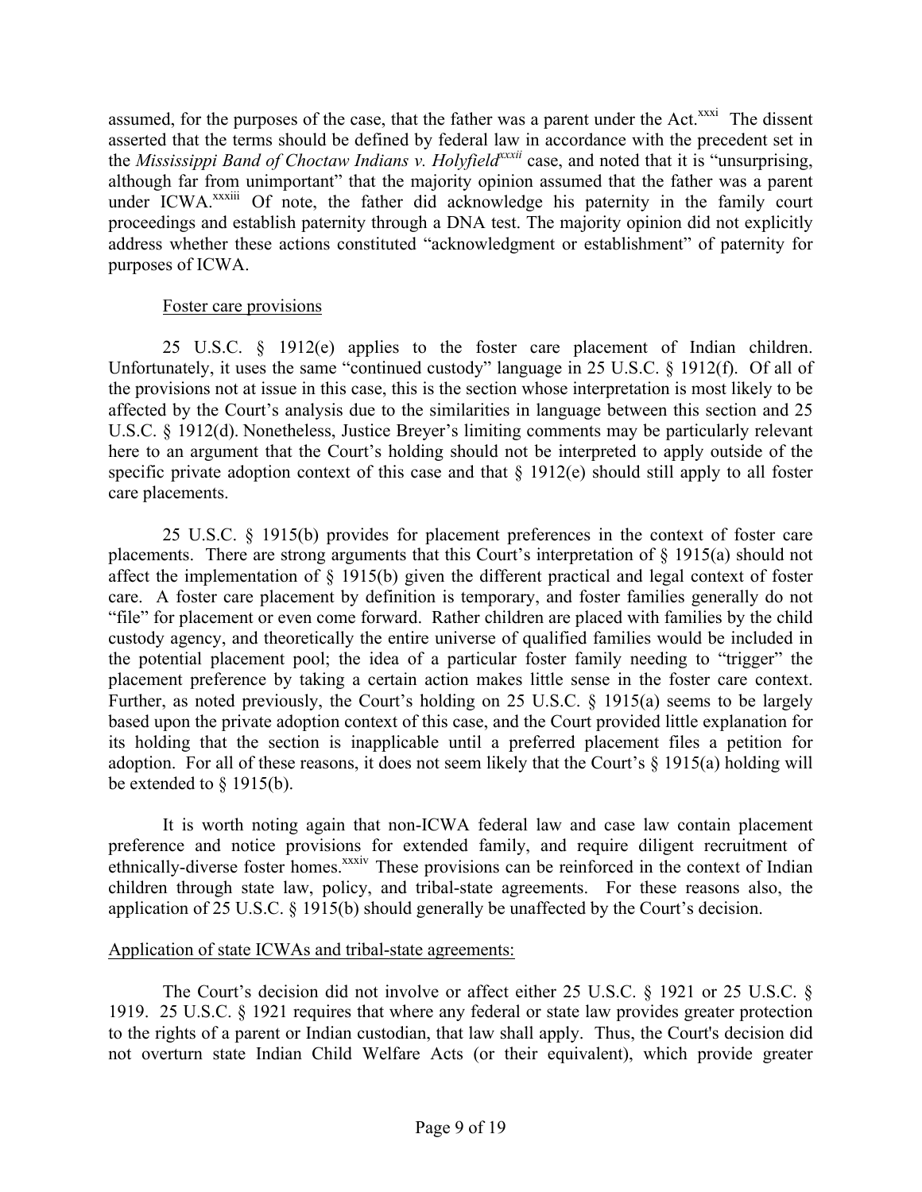assumed, for the purposes of the case, that the father was a parent under the Act.[xxxi] The dissent asserted that the terms should be defined by federal law in accordance with the precedent set in the *Mississippi Band of Choctaw Indians v. Holyfield*[xxxii] case, and noted that it is "unsurprising, although far from unimportant" that the majority opinion assumed that the father was a parent under ICWA.[xxxiii] Of note, the father did acknowledge his paternity in the family court proceedings and establish paternity through a DNA test. The majority opinion did not explicitly address whether these actions constituted "acknowledgment or establishment" of paternity for purposes of ICWA.

Foster care provisions

25 U.S.C. § 1912(e) applies to the foster care placement of Indian children. Unfortunately, it uses the same "continued custody" language in 25 U.S.C. § 1912(f). Of all of the provisions not at issue in this case, this is the section whose interpretation is most likely to be affected by the Court's analysis due to the similarities in language between this section and 25 U.S.C. § 1912(d). Nonetheless, Justice Breyer's limiting comments may be particularly relevant here to an argument that the Court's holding should not be interpreted to apply outside of the specific private adoption context of this case and that § 1912(e) should still apply to all foster care placements.

25 U.S.C. § 1915(b) provides for placement preferences in the context of foster care placements. There are strong arguments that this Court's interpretation of § 1915(a) should not affect the implementation of § 1915(b) given the different practical and legal context of foster care. A foster care placement by definition is temporary, and foster families generally do not "file" for placement or even come forward. Rather children are placed with families by the child custody agency, and theoretically the entire universe of qualified families would be included in the potential placement pool; the idea of a particular foster family needing to "trigger" the placement preference by taking a certain action makes little sense in the foster care context. Further, as noted previously, the Court's holding on 25 U.S.C. § 1915(a) seems to be largely based upon the private adoption context of this case, and the Court provided little explanation for its holding that the section is inapplicable until a preferred placement files a petition for adoption. For all of these reasons, it does not seem likely that the Court's § 1915(a) holding will be extended to § 1915(b).

It is worth noting again that non-ICWA federal law and case law contain placement preference and notice provisions for extended family, and require diligent recruitment of ethnically-diverse foster homes.[xxxiv] These provisions can be reinforced in the context of Indian children through state law, policy, and tribal-state agreements. For these reasons also, the application of 25 U.S.C. § 1915(b) should generally be unaffected by the Court's decision.

Application of state ICWAs and tribal-state agreements:

The Court's decision did not involve or affect either 25 U.S.C. § 1921 or 25 U.S.C. § 1919. 25 U.S.C. § 1921 requires that where any federal or state law provides greater protection to the rights of a parent or Indian custodian, that law shall apply. Thus, the Court's decision did not overturn state Indian Child Welfare Acts (or their equivalent), which provide greater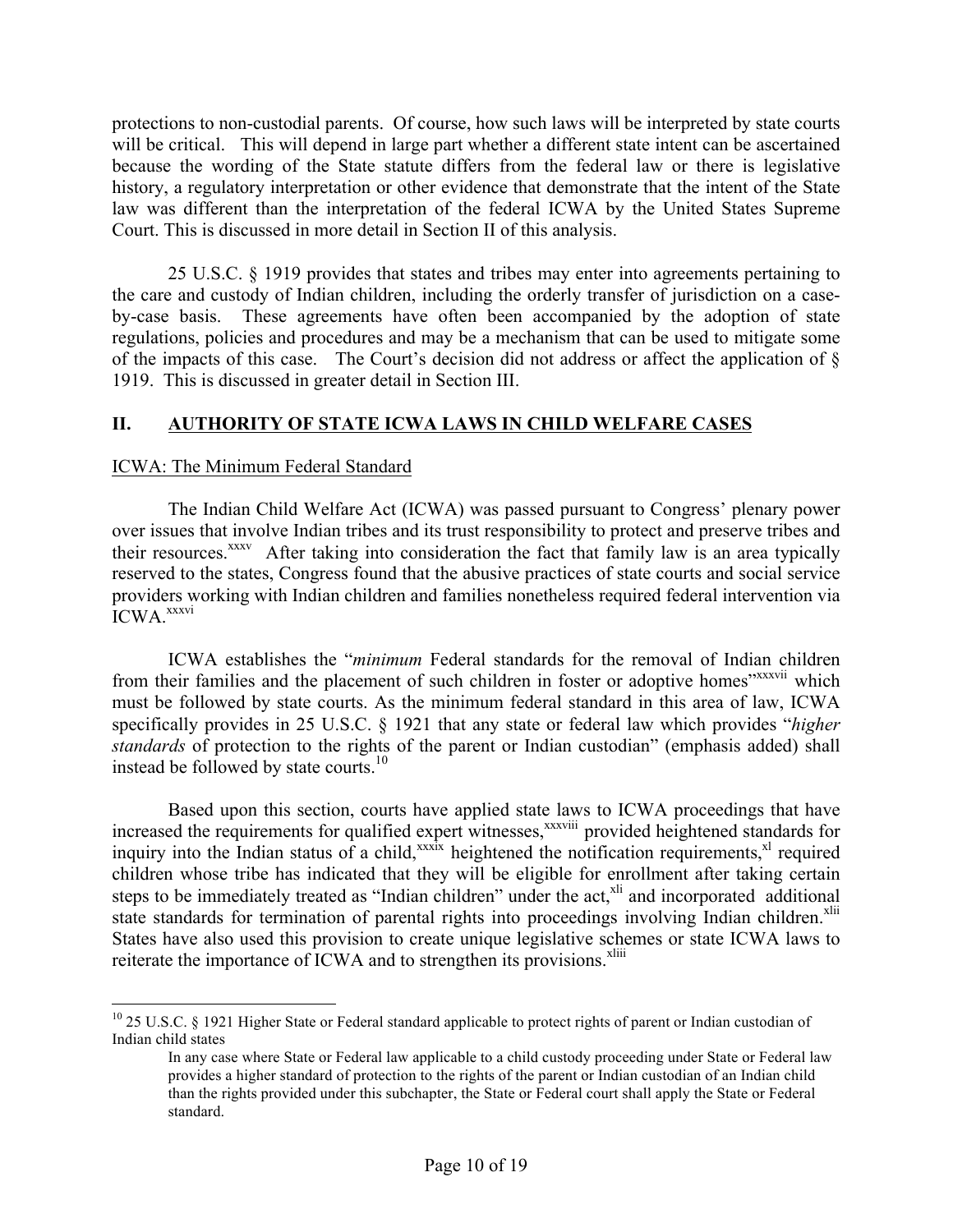protections to non-custodial parents. Of course, how such laws will be interpreted by state courts will be critical. This will depend in large part whether a different state intent can be ascertained because the wording of the State statute differs from the federal law or there is legislative history, a regulatory interpretation or other evidence that demonstrate that the intent of the State law was different than the interpretation of the federal ICWA by the United States Supreme Court. This is discussed in more detail in Section II of this analysis.

25 U.S.C. § 1919 provides that states and tribes may enter into agreements pertaining to the care and custody of Indian children, including the orderly transfer of jurisdiction on a case-by-case basis. These agreements have often been accompanied by the adoption of state regulations, policies and procedures and may be a mechanism that can be used to mitigate some of the impacts of this case. The Court's decision did not address or affect the application of § 1919. This is discussed in greater detail in Section III.

## II. AUTHORITY OF STATE ICWA LAWS IN CHILD WELFARE CASES

### ICWA: The Minimum Federal Standard

The Indian Child Welfare Act (ICWA) was passed pursuant to Congress' plenary power over issues that involve Indian tribes and its trust responsibility to protect and preserve tribes and their resources.[xxxv] After taking into consideration the fact that family law is an area typically reserved to the states, Congress found that the abusive practices of state courts and social service providers working with Indian children and families nonetheless required federal intervention via ICWA.[xxxvi]

ICWA establishes the "*minimum* Federal standards for the removal of Indian children from their families and the placement of such children in foster or adoptive homes"[xxxvii] which must be followed by state courts. As the minimum federal standard in this area of law, ICWA specifically provides in 25 U.S.C. § 1921 that any state or federal law which provides "*higher standards* of protection to the rights of the parent or Indian custodian" (emphasis added) shall instead be followed by state courts.[10]

Based upon this section, courts have applied state laws to ICWA proceedings that have increased the requirements for qualified expert witnesses,[xxxviii] provided heightened standards for inquiry into the Indian status of a child,[xxxix] heightened the notification requirements,[xl] required children whose tribe has indicated that they will be eligible for enrollment after taking certain steps to be immediately treated as "Indian children" under the act,[xli] and incorporated additional state standards for termination of parental rights into proceedings involving Indian children.[xlii] States have also used this provision to create unique legislative schemes or state ICWA laws to reiterate the importance of ICWA and to strengthen its provisions.[xliii]

---

[10] 25 U.S.C. § 1921 Higher State or Federal standard applicable to protect rights of parent or Indian custodian of Indian child states

> In any case where State or Federal law applicable to a child custody proceeding under State or Federal law provides a higher standard of protection to the rights of the parent or Indian custodian of an Indian child than the rights provided under this subchapter, the State or Federal court shall apply the State or Federal standard.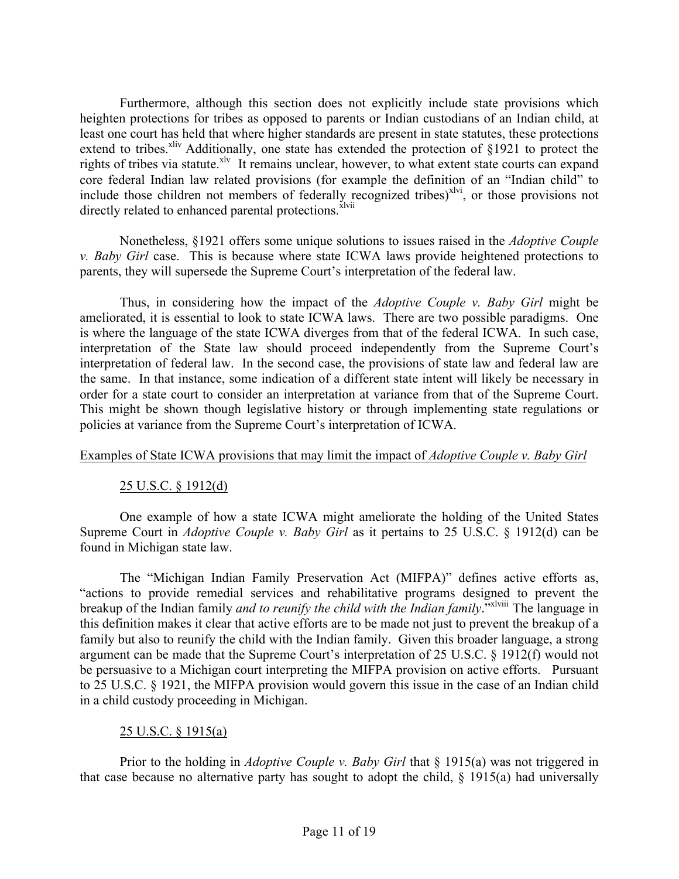Furthermore, although this section does not explicitly include state provisions which heighten protections for tribes as opposed to parents or Indian custodians of an Indian child, at least one court has held that where higher standards are present in state statutes, these protections extend to tribes.[xliv] Additionally, one state has extended the protection of §1921 to protect the rights of tribes via statute.[xlv] It remains unclear, however, to what extent state courts can expand core federal Indian law related provisions (for example the definition of an "Indian child" to include those children not members of federally recognized tribes)[xlvi], or those provisions not directly related to enhanced parental protections.[xlvii]

Nonetheless, §1921 offers some unique solutions to issues raised in the *Adoptive Couple v. Baby Girl* case. This is because where state ICWA laws provide heightened protections to parents, they will supersede the Supreme Court's interpretation of the federal law.

Thus, in considering how the impact of the *Adoptive Couple v. Baby Girl* might be ameliorated, it is essential to look to state ICWA laws. There are two possible paradigms. One is where the language of the state ICWA diverges from that of the federal ICWA. In such case, interpretation of the State law should proceed independently from the Supreme Court's interpretation of federal law. In the second case, the provisions of state law and federal law are the same. In that instance, some indication of a different state intent will likely be necessary in order for a state court to consider an interpretation at variance from that of the Supreme Court. This might be shown though legislative history or through implementing state regulations or policies at variance from the Supreme Court's interpretation of ICWA.

Examples of State ICWA provisions that may limit the impact of *Adoptive Couple v. Baby Girl*

25 U.S.C. § 1912(d)

One example of how a state ICWA might ameliorate the holding of the United States Supreme Court in *Adoptive Couple v. Baby Girl* as it pertains to 25 U.S.C. § 1912(d) can be found in Michigan state law.

The "Michigan Indian Family Preservation Act (MIFPA)" defines active efforts as, "actions to provide remedial services and rehabilitative programs designed to prevent the breakup of the Indian family *and to reunify the child with the Indian family*."[xlviii] The language in this definition makes it clear that active efforts are to be made not just to prevent the breakup of a family but also to reunify the child with the Indian family. Given this broader language, a strong argument can be made that the Supreme Court's interpretation of 25 U.S.C. § 1912(f) would not be persuasive to a Michigan court interpreting the MIFPA provision on active efforts. Pursuant to 25 U.S.C. § 1921, the MIFPA provision would govern this issue in the case of an Indian child in a child custody proceeding in Michigan.

25 U.S.C. § 1915(a)

Prior to the holding in *Adoptive Couple v. Baby Girl* that § 1915(a) was not triggered in that case because no alternative party has sought to adopt the child, § 1915(a) had universally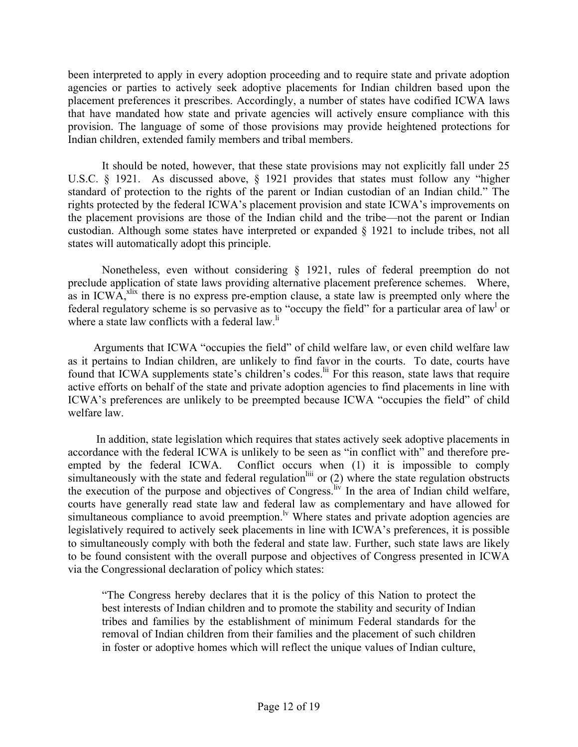been interpreted to apply in every adoption proceeding and to require state and private adoption agencies or parties to actively seek adoptive placements for Indian children based upon the placement preferences it prescribes. Accordingly, a number of states have codified ICWA laws that have mandated how state and private agencies will actively ensure compliance with this provision. The language of some of those provisions may provide heightened protections for Indian children, extended family members and tribal members.

It should be noted, however, that these state provisions may not explicitly fall under 25 U.S.C. § 1921. As discussed above, § 1921 provides that states must follow any "higher standard of protection to the rights of the parent or Indian custodian of an Indian child." The rights protected by the federal ICWA's placement provision and state ICWA's improvements on the placement provisions are those of the Indian child and the tribe—not the parent or Indian custodian. Although some states have interpreted or expanded § 1921 to include tribes, not all states will automatically adopt this principle.

Nonetheless, even without considering § 1921, rules of federal preemption do not preclude application of state laws providing alternative placement preference schemes. Where, as in ICWA,[xlix] there is no express pre-emption clause, a state law is preempted only where the federal regulatory scheme is so pervasive as to "occupy the field" for a particular area of law[l] or where a state law conflicts with a federal law.[li]

Arguments that ICWA "occupies the field" of child welfare law, or even child welfare law as it pertains to Indian children, are unlikely to find favor in the courts. To date, courts have found that ICWA supplements state's children's codes.[lii] For this reason, state laws that require active efforts on behalf of the state and private adoption agencies to find placements in line with ICWA's preferences are unlikely to be preempted because ICWA "occupies the field" of child welfare law.

In addition, state legislation which requires that states actively seek adoptive placements in accordance with the federal ICWA is unlikely to be seen as "in conflict with" and therefore pre-empted by the federal ICWA. Conflict occurs when (1) it is impossible to comply simultaneously with the state and federal regulation[liii] or (2) where the state regulation obstructs the execution of the purpose and objectives of Congress.[liv] In the area of Indian child welfare, courts have generally read state law and federal law as complementary and have allowed for simultaneous compliance to avoid preemption.[lv] Where states and private adoption agencies are legislatively required to actively seek placements in line with ICWA's preferences, it is possible to simultaneously comply with both the federal and state law. Further, such state laws are likely to be found consistent with the overall purpose and objectives of Congress presented in ICWA via the Congressional declaration of policy which states:

> "The Congress hereby declares that it is the policy of this Nation to protect the best interests of Indian children and to promote the stability and security of Indian tribes and families by the establishment of minimum Federal standards for the removal of Indian children from their families and the placement of such children in foster or adoptive homes which will reflect the unique values of Indian culture,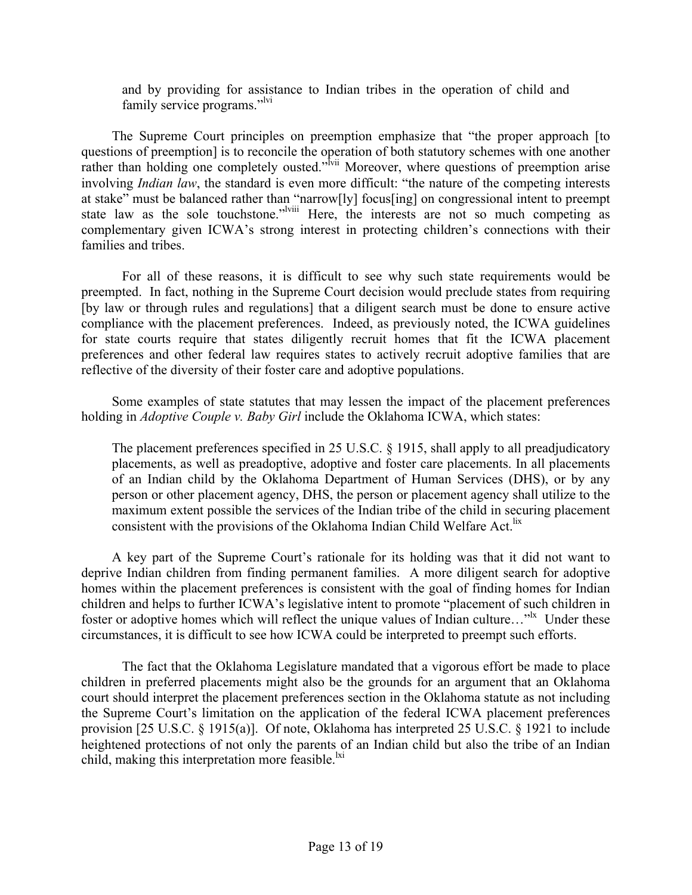and by providing for assistance to Indian tribes in the operation of child and family service programs."[lvi]

The Supreme Court principles on preemption emphasize that "the proper approach [to questions of preemption] is to reconcile the operation of both statutory schemes with one another rather than holding one completely ousted."[lvii] Moreover, where questions of preemption arise involving *Indian law*, the standard is even more difficult: "the nature of the competing interests at stake" must be balanced rather than "narrow[ly] focus[ing] on congressional intent to preempt state law as the sole touchstone."[lviii] Here, the interests are not so much competing as complementary given ICWA's strong interest in protecting children's connections with their families and tribes.

For all of these reasons, it is difficult to see why such state requirements would be preempted. In fact, nothing in the Supreme Court decision would preclude states from requiring [by law or through rules and regulations] that a diligent search must be done to ensure active compliance with the placement preferences. Indeed, as previously noted, the ICWA guidelines for state courts require that states diligently recruit homes that fit the ICWA placement preferences and other federal law requires states to actively recruit adoptive families that are reflective of the diversity of their foster care and adoptive populations.

Some examples of state statutes that may lessen the impact of the placement preferences holding in *Adoptive Couple v. Baby Girl* include the Oklahoma ICWA, which states:

> The placement preferences specified in 25 U.S.C. § 1915, shall apply to all preadjudicatory placements, as well as preadoptive, adoptive and foster care placements. In all placements of an Indian child by the Oklahoma Department of Human Services (DHS), or by any person or other placement agency, DHS, the person or placement agency shall utilize to the maximum extent possible the services of the Indian tribe of the child in securing placement consistent with the provisions of the Oklahoma Indian Child Welfare Act.[lix]

A key part of the Supreme Court's rationale for its holding was that it did not want to deprive Indian children from finding permanent families. A more diligent search for adoptive homes within the placement preferences is consistent with the goal of finding homes for Indian children and helps to further ICWA's legislative intent to promote "placement of such children in foster or adoptive homes which will reflect the unique values of Indian culture…"[lx] Under these circumstances, it is difficult to see how ICWA could be interpreted to preempt such efforts.

The fact that the Oklahoma Legislature mandated that a vigorous effort be made to place children in preferred placements might also be the grounds for an argument that an Oklahoma court should interpret the placement preferences section in the Oklahoma statute as not including the Supreme Court's limitation on the application of the federal ICWA placement preferences provision [25 U.S.C. § 1915(a)]. Of note, Oklahoma has interpreted 25 U.S.C. § 1921 to include heightened protections of not only the parents of an Indian child but also the tribe of an Indian child, making this interpretation more feasible.[lxi]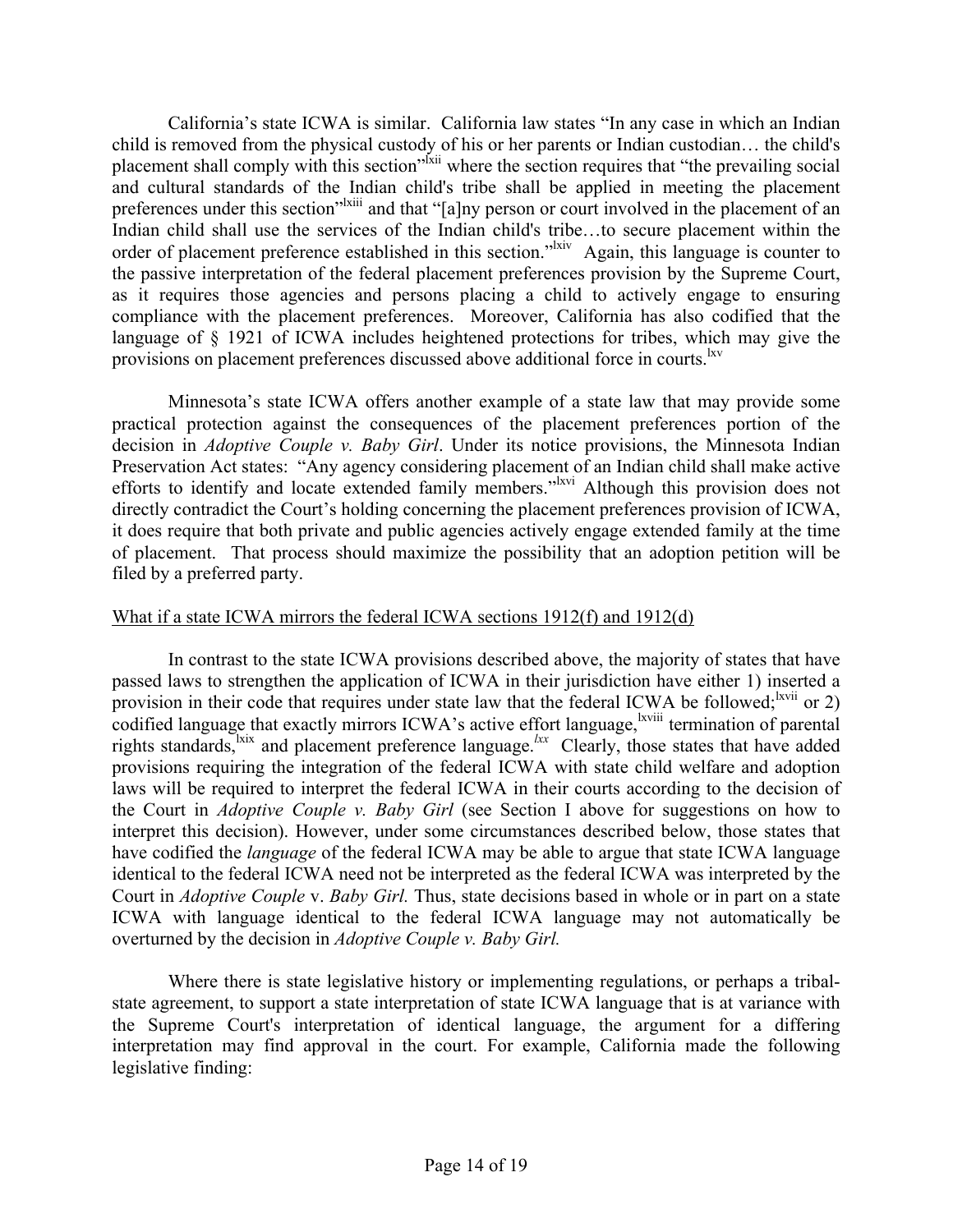California's state ICWA is similar. California law states "In any case in which an Indian child is removed from the physical custody of his or her parents or Indian custodian… the child's placement shall comply with this section"[lxii] where the section requires that "the prevailing social and cultural standards of the Indian child's tribe shall be applied in meeting the placement preferences under this section"[lxiii] and that "[a]ny person or court involved in the placement of an Indian child shall use the services of the Indian child's tribe…to secure placement within the order of placement preference established in this section."[lxiv] Again, this language is counter to the passive interpretation of the federal placement preferences provision by the Supreme Court, as it requires those agencies and persons placing a child to actively engage to ensuring compliance with the placement preferences. Moreover, California has also codified that the language of § 1921 of ICWA includes heightened protections for tribes, which may give the provisions on placement preferences discussed above additional force in courts.[lxv]

Minnesota's state ICWA offers another example of a state law that may provide some practical protection against the consequences of the placement preferences portion of the decision in *Adoptive Couple v. Baby Girl*. Under its notice provisions, the Minnesota Indian Preservation Act states: "Any agency considering placement of an Indian child shall make active efforts to identify and locate extended family members."[lxvi] Although this provision does not directly contradict the Court's holding concerning the placement preferences provision of ICWA, it does require that both private and public agencies actively engage extended family at the time of placement. That process should maximize the possibility that an adoption petition will be filed by a preferred party.

<u>What if a state ICWA mirrors the federal ICWA sections 1912(f) and 1912(d)</u>

In contrast to the state ICWA provisions described above, the majority of states that have passed laws to strengthen the application of ICWA in their jurisdiction have either 1) inserted a provision in their code that requires under state law that the federal ICWA be followed;[lxvii] or 2) codified language that exactly mirrors ICWA's active effort language,[lxviii] termination of parental rights standards,[lxix] and placement preference language.[lxx] Clearly, those states that have added provisions requiring the integration of the federal ICWA with state child welfare and adoption laws will be required to interpret the federal ICWA in their courts according to the decision of the Court in *Adoptive Couple v. Baby Girl* (see Section I above for suggestions on how to interpret this decision). However, under some circumstances described below, those states that have codified the *language* of the federal ICWA may be able to argue that state ICWA language identical to the federal ICWA need not be interpreted as the federal ICWA was interpreted by the Court in *Adoptive Couple* v. *Baby Girl.* Thus, state decisions based in whole or in part on a state ICWA with language identical to the federal ICWA language may not automatically be overturned by the decision in *Adoptive Couple v. Baby Girl.*

Where there is state legislative history or implementing regulations, or perhaps a tribal-state agreement, to support a state interpretation of state ICWA language that is at variance with the Supreme Court's interpretation of identical language, the argument for a differing interpretation may find approval in the court. For example, California made the following legislative finding: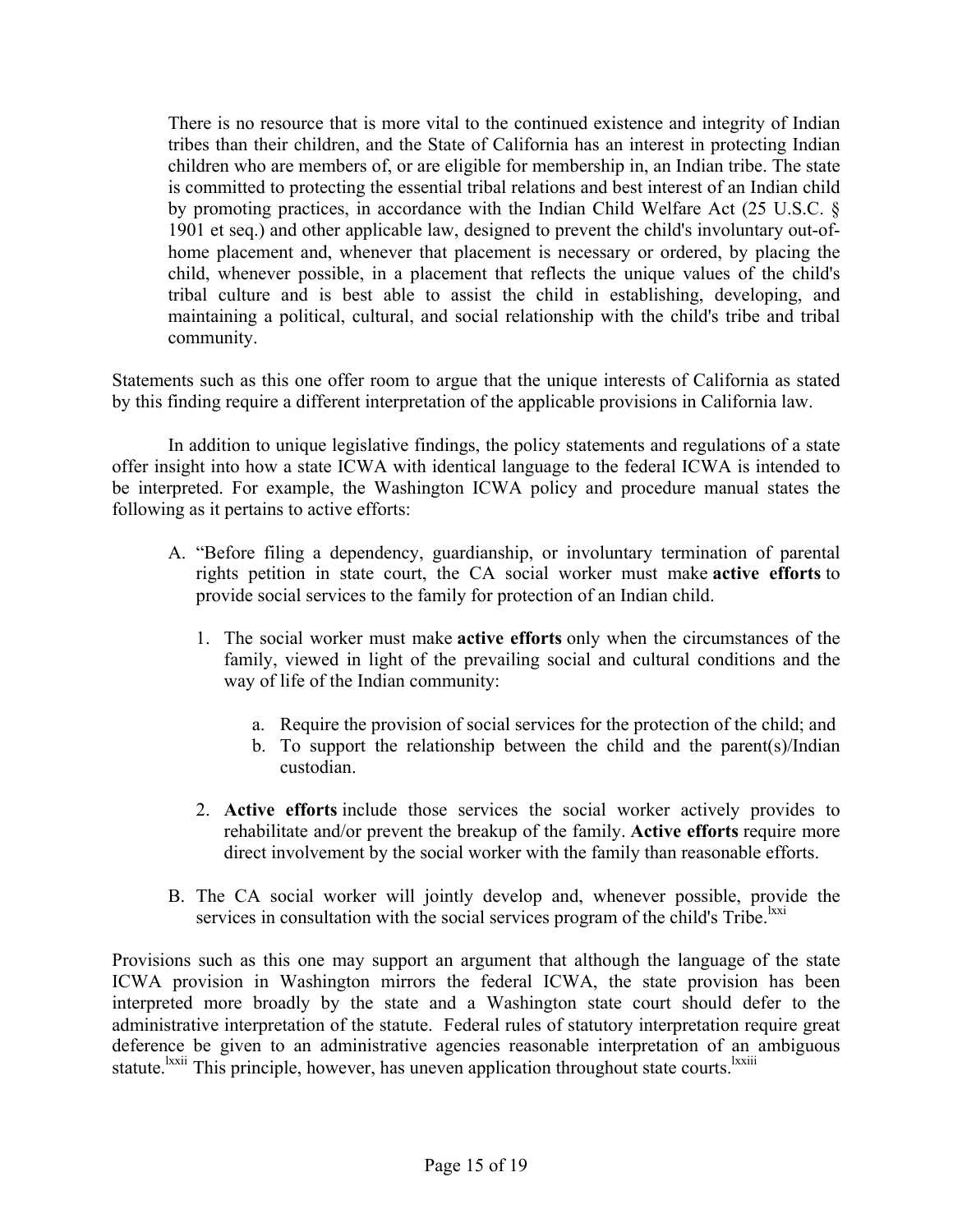> There is no resource that is more vital to the continued existence and integrity of Indian tribes than their children, and the State of California has an interest in protecting Indian children who are members of, or are eligible for membership in, an Indian tribe. The state is committed to protecting the essential tribal relations and best interest of an Indian child by promoting practices, in accordance with the Indian Child Welfare Act (25 U.S.C. § 1901 et seq.) and other applicable law, designed to prevent the child's involuntary out-of-home placement and, whenever that placement is necessary or ordered, by placing the child, whenever possible, in a placement that reflects the unique values of the child's tribal culture and is best able to assist the child in establishing, developing, and maintaining a political, cultural, and social relationship with the child's tribe and tribal community.

Statements such as this one offer room to argue that the unique interests of California as stated by this finding require a different interpretation of the applicable provisions in California law.

In addition to unique legislative findings, the policy statements and regulations of a state offer insight into how a state ICWA with identical language to the federal ICWA is intended to be interpreted. For example, the Washington ICWA policy and procedure manual states the following as it pertains to active efforts:

> A. "Before filing a dependency, guardianship, or involuntary termination of parental rights petition in state court, the CA social worker must make **active efforts** to provide social services to the family for protection of an Indian child.
>
> 1. The social worker must make **active efforts** only when the circumstances of the family, viewed in light of the prevailing social and cultural conditions and the way of life of the Indian community:
>
>    a. Require the provision of social services for the protection of the child; and
>
>    b. To support the relationship between the child and the parent(s)/Indian custodian.
>
> 2. **Active efforts** include those services the social worker actively provides to rehabilitate and/or prevent the breakup of the family. **Active efforts** require more direct involvement by the social worker with the family than reasonable efforts.
>
> B. The CA social worker will jointly develop and, whenever possible, provide the services in consultation with the social services program of the child's Tribe.[lxxi]

Provisions such as this one may support an argument that although the language of the state ICWA provision in Washington mirrors the federal ICWA, the state provision has been interpreted more broadly by the state and a Washington state court should defer to the administrative interpretation of the statute. Federal rules of statutory interpretation require great deference be given to an administrative agencies reasonable interpretation of an ambiguous statute.[lxxii] This principle, however, has uneven application throughout state courts.[lxxiii]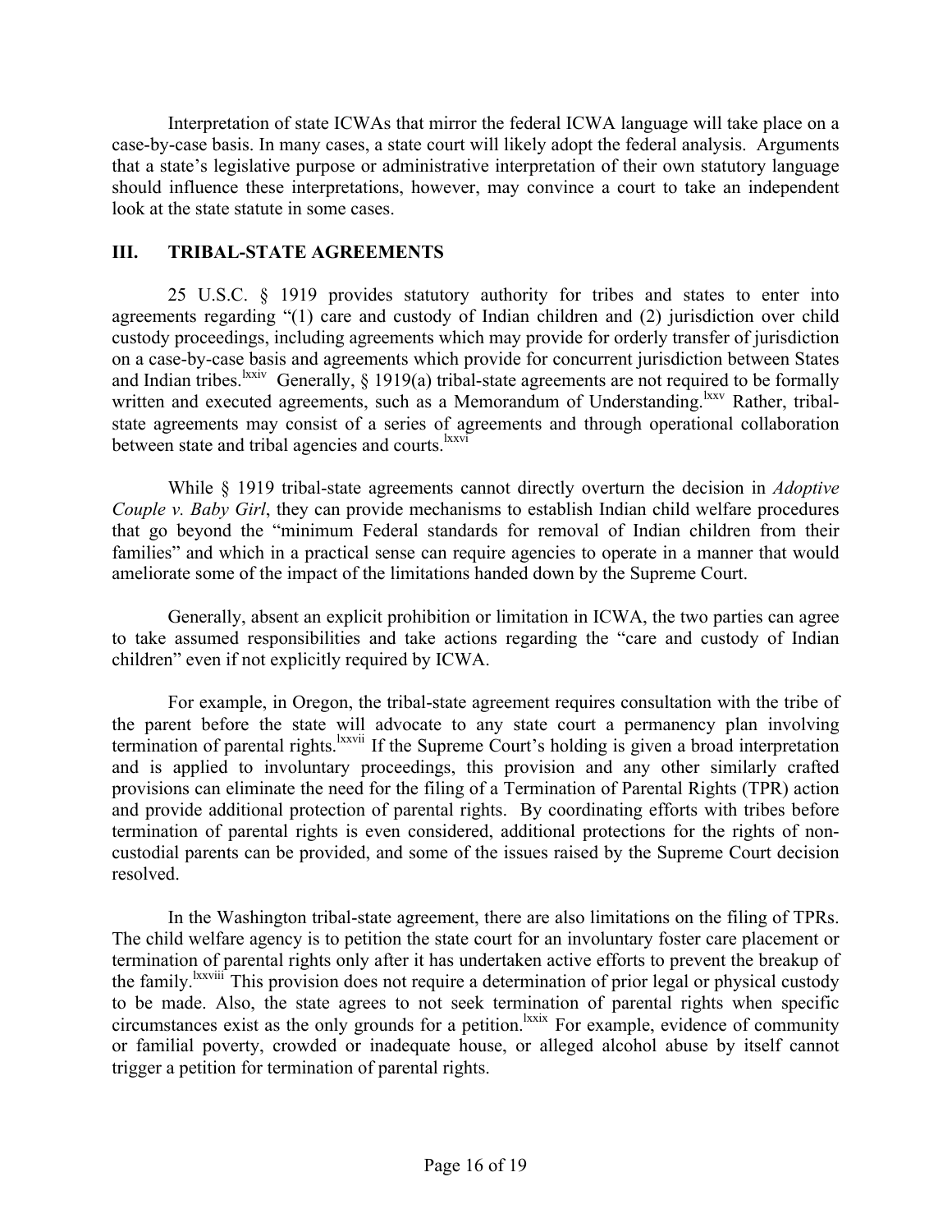Interpretation of state ICWAs that mirror the federal ICWA language will take place on a case-by-case basis. In many cases, a state court will likely adopt the federal analysis. Arguments that a state's legislative purpose or administrative interpretation of their own statutory language should influence these interpretations, however, may convince a court to take an independent look at the state statute in some cases.

## III. TRIBAL-STATE AGREEMENTS

25 U.S.C. § 1919 provides statutory authority for tribes and states to enter into agreements regarding "(1) care and custody of Indian children and (2) jurisdiction over child custody proceedings, including agreements which may provide for orderly transfer of jurisdiction on a case-by-case basis and agreements which provide for concurrent jurisdiction between States and Indian tribes.[lxxiv] Generally, § 1919(a) tribal-state agreements are not required to be formally written and executed agreements, such as a Memorandum of Understanding.[lxxv] Rather, tribal-state agreements may consist of a series of agreements and through operational collaboration between state and tribal agencies and courts.[lxxvi]

While § 1919 tribal-state agreements cannot directly overturn the decision in *Adoptive Couple v. Baby Girl*, they can provide mechanisms to establish Indian child welfare procedures that go beyond the "minimum Federal standards for removal of Indian children from their families" and which in a practical sense can require agencies to operate in a manner that would ameliorate some of the impact of the limitations handed down by the Supreme Court.

Generally, absent an explicit prohibition or limitation in ICWA, the two parties can agree to take assumed responsibilities and take actions regarding the "care and custody of Indian children" even if not explicitly required by ICWA.

For example, in Oregon, the tribal-state agreement requires consultation with the tribe of the parent before the state will advocate to any state court a permanency plan involving termination of parental rights.[lxxvii] If the Supreme Court's holding is given a broad interpretation and is applied to involuntary proceedings, this provision and any other similarly crafted provisions can eliminate the need for the filing of a Termination of Parental Rights (TPR) action and provide additional protection of parental rights. By coordinating efforts with tribes before termination of parental rights is even considered, additional protections for the rights of non-custodial parents can be provided, and some of the issues raised by the Supreme Court decision resolved.

In the Washington tribal-state agreement, there are also limitations on the filing of TPRs. The child welfare agency is to petition the state court for an involuntary foster care placement or termination of parental rights only after it has undertaken active efforts to prevent the breakup of the family.[lxxviii] This provision does not require a determination of prior legal or physical custody to be made. Also, the state agrees to not seek termination of parental rights when specific circumstances exist as the only grounds for a petition.[lxxix] For example, evidence of community or familial poverty, crowded or inadequate house, or alleged alcohol abuse by itself cannot trigger a petition for termination of parental rights.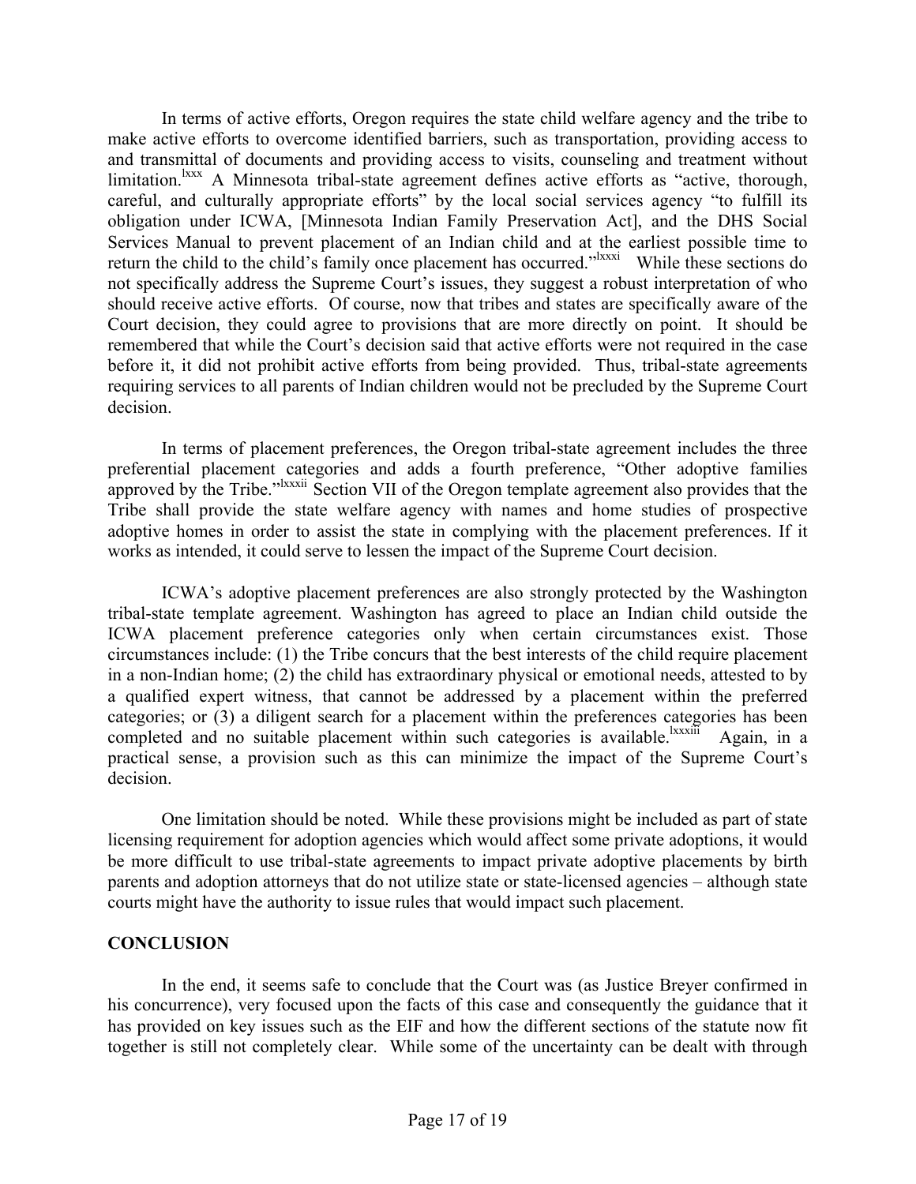In terms of active efforts, Oregon requires the state child welfare agency and the tribe to make active efforts to overcome identified barriers, such as transportation, providing access to and transmittal of documents and providing access to visits, counseling and treatment without limitation.[lxxx] A Minnesota tribal-state agreement defines active efforts as "active, thorough, careful, and culturally appropriate efforts" by the local social services agency "to fulfill its obligation under ICWA, [Minnesota Indian Family Preservation Act], and the DHS Social Services Manual to prevent placement of an Indian child and at the earliest possible time to return the child to the child's family once placement has occurred."[lxxxi] While these sections do not specifically address the Supreme Court's issues, they suggest a robust interpretation of who should receive active efforts. Of course, now that tribes and states are specifically aware of the Court decision, they could agree to provisions that are more directly on point. It should be remembered that while the Court's decision said that active efforts were not required in the case before it, it did not prohibit active efforts from being provided. Thus, tribal-state agreements requiring services to all parents of Indian children would not be precluded by the Supreme Court decision.

In terms of placement preferences, the Oregon tribal-state agreement includes the three preferential placement categories and adds a fourth preference, "Other adoptive families approved by the Tribe."[lxxxii] Section VII of the Oregon template agreement also provides that the Tribe shall provide the state welfare agency with names and home studies of prospective adoptive homes in order to assist the state in complying with the placement preferences. If it works as intended, it could serve to lessen the impact of the Supreme Court decision.

ICWA's adoptive placement preferences are also strongly protected by the Washington tribal-state template agreement. Washington has agreed to place an Indian child outside the ICWA placement preference categories only when certain circumstances exist. Those circumstances include: (1) the Tribe concurs that the best interests of the child require placement in a non-Indian home; (2) the child has extraordinary physical or emotional needs, attested to by a qualified expert witness, that cannot be addressed by a placement within the preferred categories; or (3) a diligent search for a placement within the preferences categories has been completed and no suitable placement within such categories is available.[lxxxiii] Again, in a practical sense, a provision such as this can minimize the impact of the Supreme Court's decision.

One limitation should be noted. While these provisions might be included as part of state licensing requirement for adoption agencies which would affect some private adoptions, it would be more difficult to use tribal-state agreements to impact private adoptive placements by birth parents and adoption attorneys that do not utilize state or state-licensed agencies – although state courts might have the authority to issue rules that would impact such placement.

## CONCLUSION

In the end, it seems safe to conclude that the Court was (as Justice Breyer confirmed in his concurrence), very focused upon the facts of this case and consequently the guidance that it has provided on key issues such as the EIF and how the different sections of the statute now fit together is still not completely clear. While some of the uncertainty can be dealt with through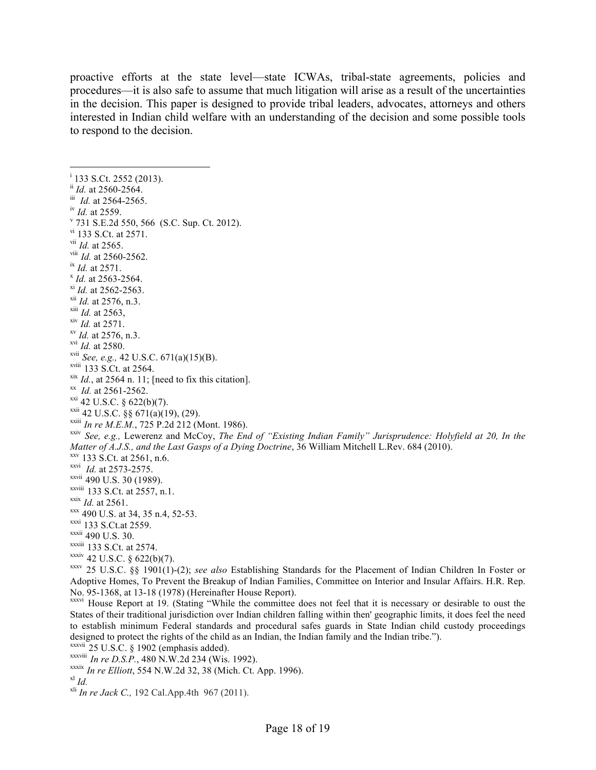proactive efforts at the state level—state ICWAs, tribal-state agreements, policies and procedures—it is also safe to assume that much litigation will arise as a result of the uncertainties in the decision. This paper is designed to provide tribal leaders, advocates, attorneys and others interested in Indian child welfare with an understanding of the decision and some possible tools to respond to the decision.

---

[i] 133 S.Ct. 2552 (2013).
[ii] *Id.* at 2560-2564.
[iii] *Id.* at 2564-2565.
[iv] *Id.* at 2559.
[v] 731 S.E.2d 550, 566 (S.C. Sup. Ct. 2012).
[vi] 133 S.Ct. at 2571.
[vii] *Id.* at 2565.
[viii] *Id.* at 2560-2562.
[ix] *Id.* at 2571.
[x] *Id.* at 2563-2564.
[xi] *Id.* at 2562-2563.
[xii] *Id.* at 2576, n.3.
[xiii] *Id.* at 2563,
[xiv] *Id.* at 2571.
[xv] *Id.* at 2576, n.3.
[xvi] *Id.* at 2580.
[xvii] *See, e.g.,* 42 U.S.C. 671(a)(15)(B).
[xviii] 133 S.Ct. at 2564.
[xix] *Id.*, at 2564 n. 11; [need to fix this citation].
[xx] *Id.* at 2561-2562.
[xxi] 42 U.S.C. § 622(b)(7).
[xxii] 42 U.S.C. §§ 671(a)(19), (29).
[xxiii] *In re M.E.M.*, 725 P.2d 212 (Mont. 1986).
[xxiv] *See, e.g.,* Lewerenz and McCoy, *The End of "Existing Indian Family" Jurisprudence: Holyfield at 20, In the Matter of A.J.S., and the Last Gasps of a Dying Doctrine*, 36 William Mitchell L.Rev. 684 (2010).
[xxv] 133 S.Ct. at 2561, n.6.
[xxvi] *Id.* at 2573-2575.
[xxvii] 490 U.S. 30 (1989).
[xxviii] 133 S.Ct. at 2557, n.1.
[xxix] *Id.* at 2561.
[xxx] 490 U.S. at 34, 35 n.4, 52-53.
[xxxi] 133 S.Ct.at 2559.
[xxxii] 490 U.S. 30.
[xxxiii] 133 S.Ct. at 2574.
[xxxiv] 42 U.S.C. § 622(b)(7).
[xxxv] 25 U.S.C. §§ 1901(1)-(2); *see also* Establishing Standards for the Placement of Indian Children In Foster or Adoptive Homes, To Prevent the Breakup of Indian Families, Committee on Interior and Insular Affairs. H.R. Rep. No. 95-1368, at 13-18 (1978) (Hereinafter House Report).
[xxxvi] House Report at 19. (Stating "While the committee does not feel that it is necessary or desirable to oust the States of their traditional jurisdiction over Indian children falling within then' geographic limits, it does feel the need to establish minimum Federal standards and procedural safes guards in State Indian child custody proceedings designed to protect the rights of the child as an Indian, the Indian family and the Indian tribe.").
[xxxvii] 25 U.S.C. § 1902 (emphasis added).
[xxxviii] *In re D.S.P.*, 480 N.W.2d 234 (Wis. 1992).
[xxxix] *In re Elliott*, 554 N.W.2d 32, 38 (Mich. Ct. App. 1996).
[xl] *Id.*
[xli] *In re Jack C.,* 192 Cal.App.4th 967 (2011).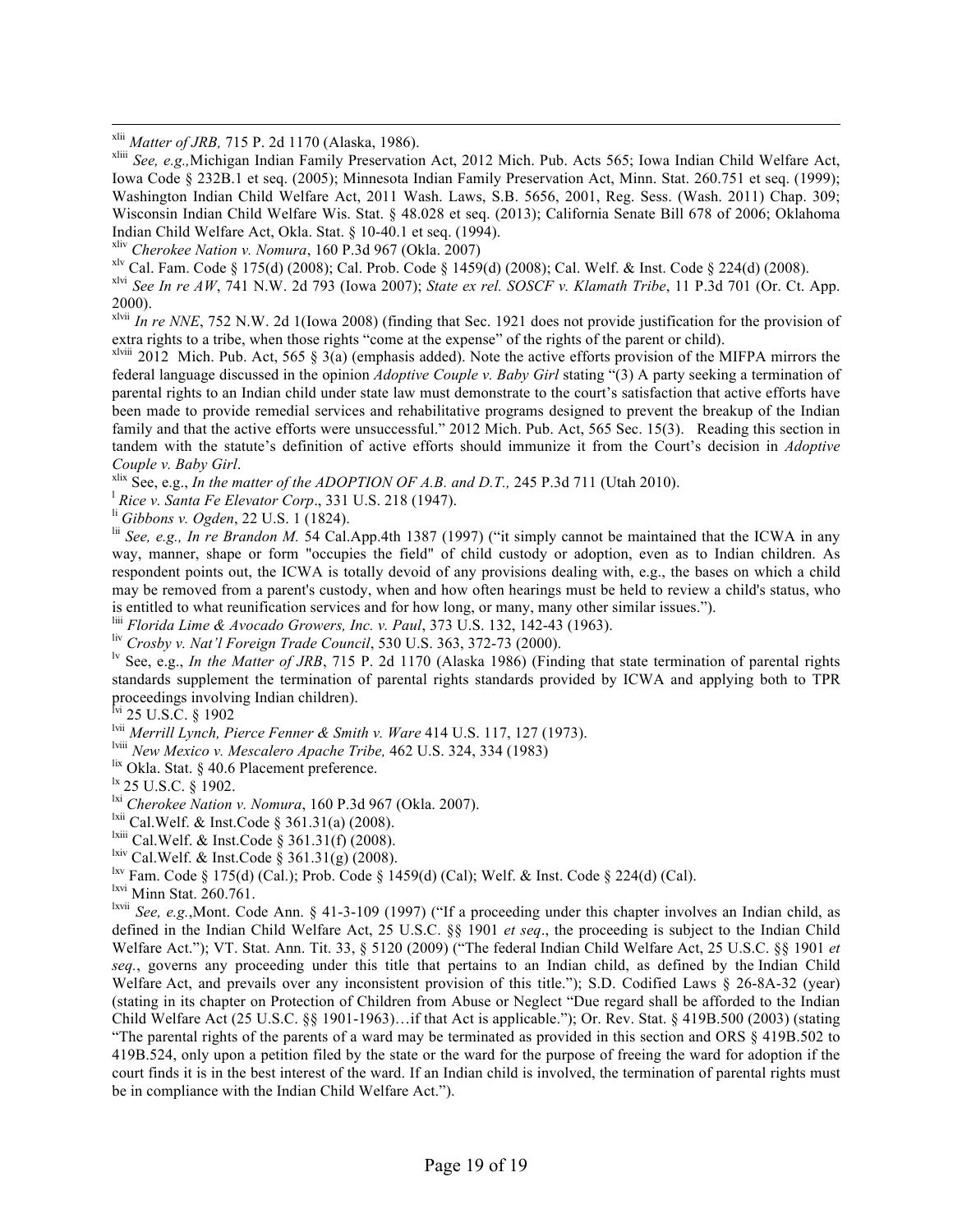[xlii] *Matter of JRB,* 715 P. 2d 1170 (Alaska, 1986).

[xliii] *See, e.g.,*Michigan Indian Family Preservation Act, 2012 Mich. Pub. Acts 565; Iowa Indian Child Welfare Act, Iowa Code § 232B.1 et seq. (2005); Minnesota Indian Family Preservation Act, Minn. Stat. 260.751 et seq. (1999); Washington Indian Child Welfare Act, 2011 Wash. Laws, S.B. 5656, 2001, Reg. Sess. (Wash. 2011) Chap. 309; Wisconsin Indian Child Welfare Wis. Stat. § 48.028 et seq. (2013); California Senate Bill 678 of 2006; Oklahoma Indian Child Welfare Act, Okla. Stat. § 10-40.1 et seq. (1994).

[xliv] *Cherokee Nation v. Nomura*, 160 P.3d 967 (Okla. 2007)

[xlv] Cal. Fam. Code § 175(d) (2008); Cal. Prob. Code § 1459(d) (2008); Cal. Welf. & Inst. Code § 224(d) (2008).

[xlvi] *See In re AW*, 741 N.W. 2d 793 (Iowa 2007); *State ex rel. SOSCF v. Klamath Tribe*, 11 P.3d 701 (Or. Ct. App. 2000).

[xlvii] *In re NNE*, 752 N.W. 2d 1(Iowa 2008) (finding that Sec. 1921 does not provide justification for the provision of extra rights to a tribe, when those rights "come at the expense" of the rights of the parent or child).

[xlviii] 2012 Mich. Pub. Act, 565 § 3(a) (emphasis added). Note the active efforts provision of the MIFPA mirrors the federal language discussed in the opinion *Adoptive Couple v. Baby Girl* stating "(3) A party seeking a termination of parental rights to an Indian child under state law must demonstrate to the court's satisfaction that active efforts have been made to provide remedial services and rehabilitative programs designed to prevent the breakup of the Indian family and that the active efforts were unsuccessful." 2012 Mich. Pub. Act, 565 Sec. 15(3). Reading this section in tandem with the statute's definition of active efforts should immunize it from the Court's decision in *Adoptive Couple v. Baby Girl*.

[xlix] See, e.g., *In the matter of the ADOPTION OF A.B. and D.T.,* 245 P.3d 711 (Utah 2010).

[l] *Rice v. Santa Fe Elevator Corp*., 331 U.S. 218 (1947).

[li] *Gibbons v. Ogden*, 22 U.S. 1 (1824).

[lii] *See, e.g., In re Brandon M.* 54 Cal.App.4th 1387 (1997) ("it simply cannot be maintained that the ICWA in any way, manner, shape or form "occupies the field" of child custody or adoption, even as to Indian children. As respondent points out, the ICWA is totally devoid of any provisions dealing with, e.g., the bases on which a child may be removed from a parent's custody, when and how often hearings must be held to review a child's status, who is entitled to what reunification services and for how long, or many, many other similar issues.").

[liii] *Florida Lime & Avocado Growers, Inc. v. Paul*, 373 U.S. 132, 142-43 (1963).

[liv] *Crosby v. Nat'l Foreign Trade Council*, 530 U.S. 363, 372-73 (2000).

[lv] See, e.g., *In the Matter of JRB*, 715 P. 2d 1170 (Alaska 1986) (Finding that state termination of parental rights standards supplement the termination of parental rights standards provided by ICWA and applying both to TPR proceedings involving Indian children).

[lvi] 25 U.S.C. § 1902

[lvii] *Merrill Lynch, Pierce Fenner & Smith v. Ware* 414 U.S. 117, 127 (1973).

[lviii] *New Mexico v. Mescalero Apache Tribe,* 462 U.S. 324, 334 (1983)

[lix] Okla. Stat. § 40.6 Placement preference.

[lx] 25 U.S.C. § 1902.

[lxi] *Cherokee Nation v. Nomura*, 160 P.3d 967 (Okla. 2007).

[lxii] Cal.Welf. & Inst.Code § 361.31(a) (2008).

[lxiii] Cal.Welf. & Inst.Code § 361.31(f) (2008).

[lxiv] Cal.Welf. & Inst.Code § 361.31(g) (2008).

[lxv] Fam. Code § 175(d) (Cal.); Prob. Code § 1459(d) (Cal); Welf. & Inst. Code § 224(d) (Cal).

[lxvi] Minn Stat. 260.761.

[lxvii] *See, e.g.*,Mont. Code Ann. § 41-3-109 (1997) ("If a proceeding under this chapter involves an Indian child, as defined in the Indian Child Welfare Act, 25 U.S.C. §§ 1901 *et seq*., the proceeding is subject to the Indian Child Welfare Act."); VT. Stat. Ann. Tit. 33, § 5120 (2009) ("The federal Indian Child Welfare Act, 25 U.S.C. §§ 1901 *et seq.*, governs any proceeding under this title that pertains to an Indian child, as defined by the Indian Child Welfare Act, and prevails over any inconsistent provision of this title."); S.D. Codified Laws § 26-8A-32 (year) (stating in its chapter on Protection of Children from Abuse or Neglect "Due regard shall be afforded to the Indian Child Welfare Act (25 U.S.C. §§ 1901-1963)…if that Act is applicable."); Or. Rev. Stat. § 419B.500 (2003) (stating "The parental rights of the parents of a ward may be terminated as provided in this section and ORS § 419B.502 to 419B.524, only upon a petition filed by the state or the ward for the purpose of freeing the ward for adoption if the court finds it is in the best interest of the ward. If an Indian child is involved, the termination of parental rights must be in compliance with the Indian Child Welfare Act.").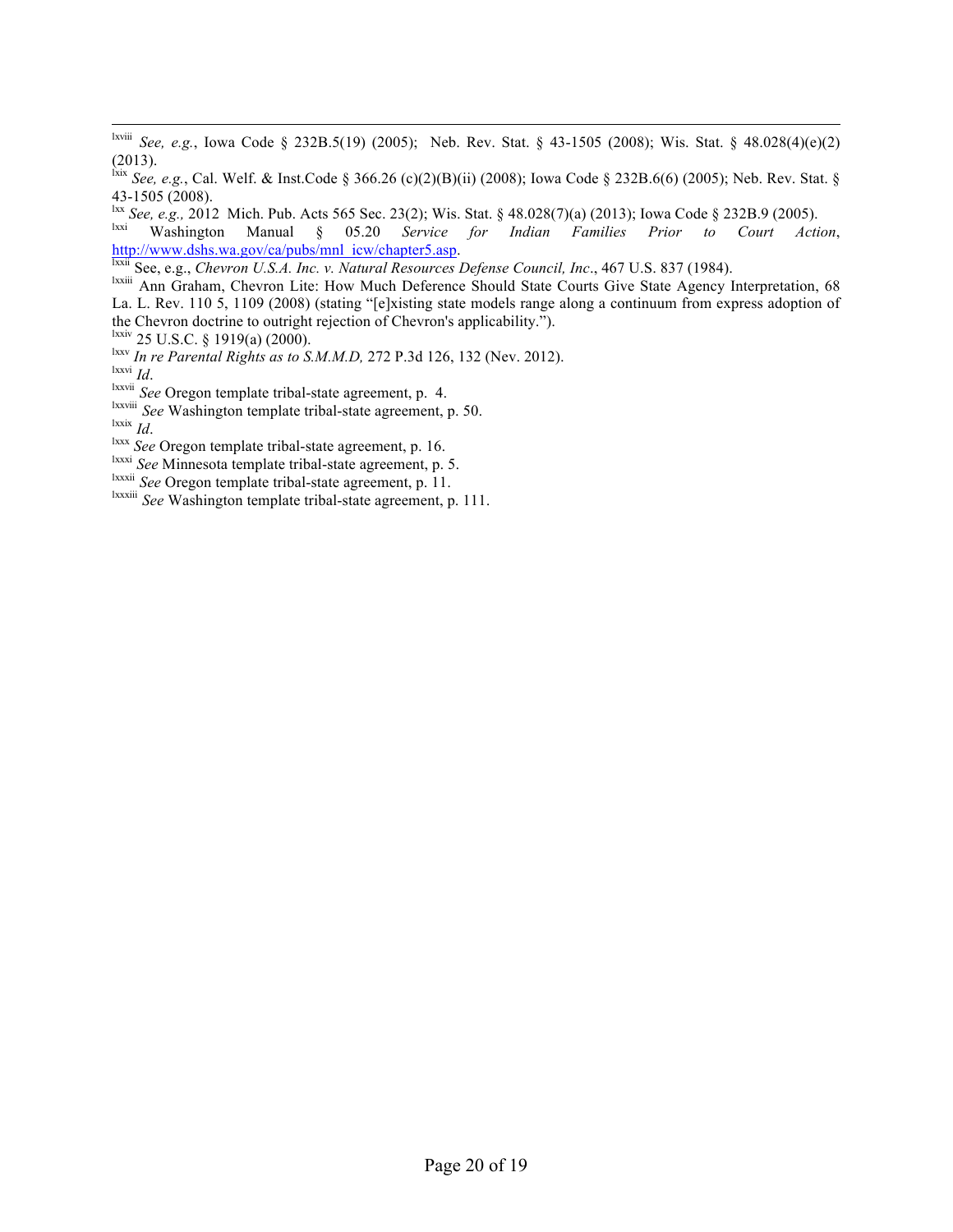[lxviii] *See, e.g.*, Iowa Code § 232B.5(19) (2005); Neb. Rev. Stat. § 43-1505 (2008); Wis. Stat. § 48.028(4)(e)(2) (2013).

[lxix] *See, e.g.*, Cal. Welf. & Inst.Code § 366.26 (c)(2)(B)(ii) (2008); Iowa Code § 232B.6(6) (2005); Neb. Rev. Stat. § 43-1505 (2008).

[lxx] *See, e.g.,* 2012 Mich. Pub. Acts 565 Sec. 23(2); Wis. Stat. § 48.028(7)(a) (2013); Iowa Code § 232B.9 (2005).

[lxxi] Washington Manual § 05.20 *Service for Indian Families Prior to Court Action*, http://www.dshs.wa.gov/ca/pubs/mnl_icw/chapter5.asp.

[lxxii] See, e.g., *Chevron U.S.A. Inc. v. Natural Resources Defense Council, Inc*., 467 U.S. 837 (1984).

[lxxiii] Ann Graham, Chevron Lite: How Much Deference Should State Courts Give State Agency Interpretation, 68 La. L. Rev. 110 5, 1109 (2008) (stating "[e]xisting state models range along a continuum from express adoption of the Chevron doctrine to outright rejection of Chevron's applicability.").

[lxxiv] 25 U.S.C. § 1919(a) (2000).

[lxxv] *In re Parental Rights as to S.M.M.D,* 272 P.3d 126, 132 (Nev. 2012).

[lxxvi] *Id*.

[lxxvii] *See* Oregon template tribal-state agreement, p. 4.

[lxxviii] *See* Washington template tribal-state agreement, p. 50.

[lxxix] *Id*.

[lxxx] *See* Oregon template tribal-state agreement, p. 16.

[lxxxi] *See* Minnesota template tribal-state agreement, p. 5.

[lxxxii] *See* Oregon template tribal-state agreement, p. 11.

[lxxxiii] *See* Washington template tribal-state agreement, p. 111.